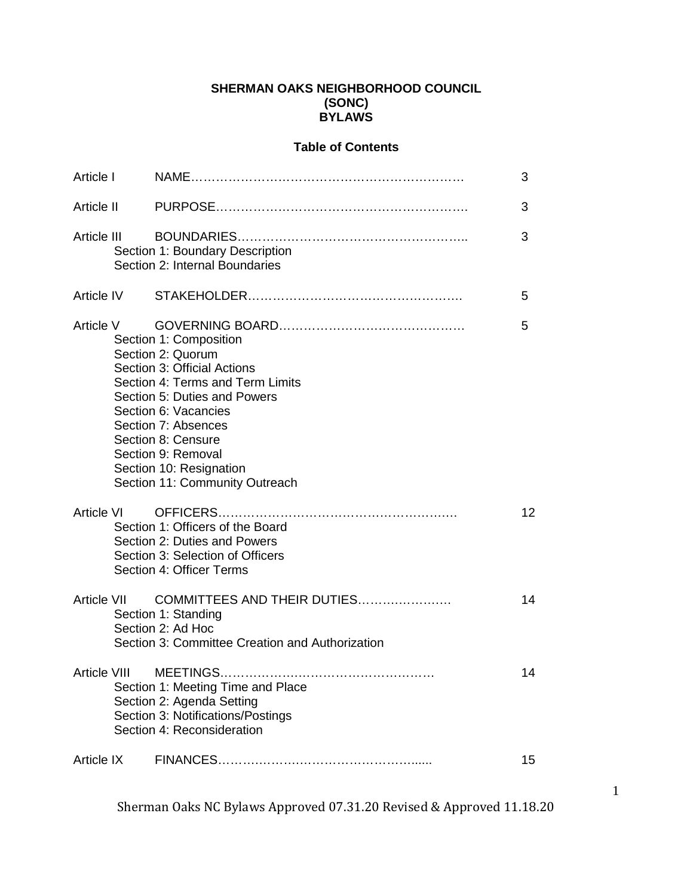# SHERMAN OAKS NEIGHBORHOOD COUNCIL (SONC) BYLAWS

## Table of Contents

| | | |
|---|---|---|
| Article I | NAME………………………………………………………… | 3 |
| Article II | PURPOSE…………………………………………………… | 3 |
| Article III | BOUNDARIES……………………………………………….. | 3 |
| | Section 1: Boundary Description | |
| | Section 2: Internal Boundaries | |
| Article IV | STAKEHOLDER……………………………………………. | 5 |
| Article V | GOVERNING BOARD……………………………………… | 5 |
| | Section 1: Composition | |
| | Section 2: Quorum | |
| | Section 3: Official Actions | |
| | Section 4: Terms and Term Limits | |
| | Section 5: Duties and Powers | |
| | Section 6: Vacancies | |
| | Section 7: Absences | |
| | Section 8: Censure | |
| | Section 9: Removal | |
| | Section 10: Resignation | |
| | Section 11: Community Outreach | |
| Article VI | OFFICERS……………………………………………….…. | 12 |
| | Section 1: Officers of the Board | |
| | Section 2: Duties and Powers | |
| | Section 3: Selection of Officers | |
| | Section 4: Officer Terms | |
| Article VII | COMMITTEES AND THEIR DUTIES……….………… | 14 |
| | Section 1: Standing | |
| | Section 2: Ad Hoc | |
| | Section 3: Committee Creation and Authorization | |
| Article VIII | MEETINGS…………………………………………… | 14 |
| | Section 1: Meeting Time and Place | |
| | Section 2: Agenda Setting | |
| | Section 3: Notifications/Postings | |
| | Section 4: Reconsideration | |
| Article IX | FINANCES…………………………………………...... | 15 |

Sherman Oaks NC Bylaws Approved 07.31.20 Revised & Approved 11.18.20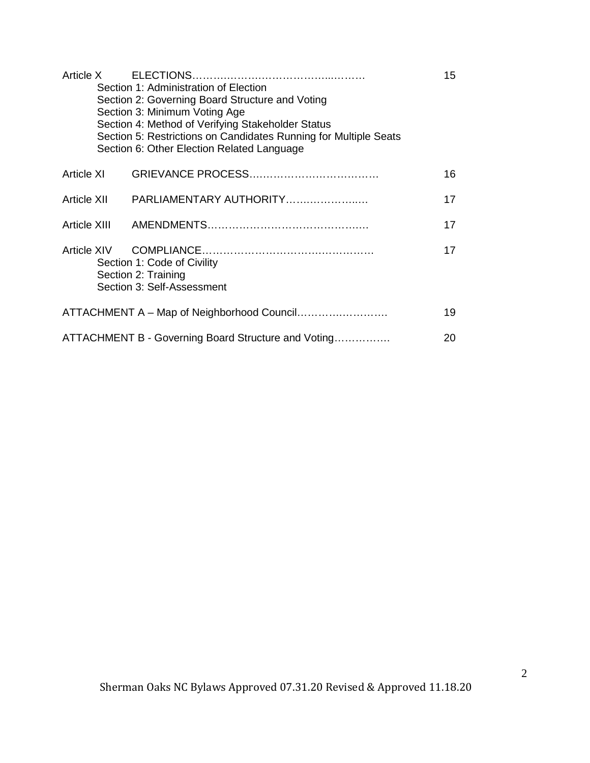| | | |
|---|---|---|
| Article X | ELECTIONS………………………………………… | 15 |
| | Section 1: Administration of Election | |
| | Section 2: Governing Board Structure and Voting | |
| | Section 3: Minimum Voting Age | |
| | Section 4: Method of Verifying Stakeholder Status | |
| | Section 5: Restrictions on Candidates Running for Multiple Seats | |
| | Section 6: Other Election Related Language | |
| Article XI | GRIEVANCE PROCESS……………………………… | 16 |
| Article XII | PARLIAMENTARY AUTHORITY…………………… | 17 |
| Article XIII | AMENDMENTS……………………………………… | 17 |
| Article XIV | COMPLIANCE……………………………………… | 17 |
| | Section 1: Code of Civility | |
| | Section 2: Training | |
| | Section 3: Self-Assessment | |
| ATTACHMENT A – Map of Neighborhood Council……………………… | | 19 |
| ATTACHMENT B - Governing Board Structure and Voting……………. | | 20 |

Sherman Oaks NC Bylaws Approved 07.31.20 Revised & Approved 11.18.20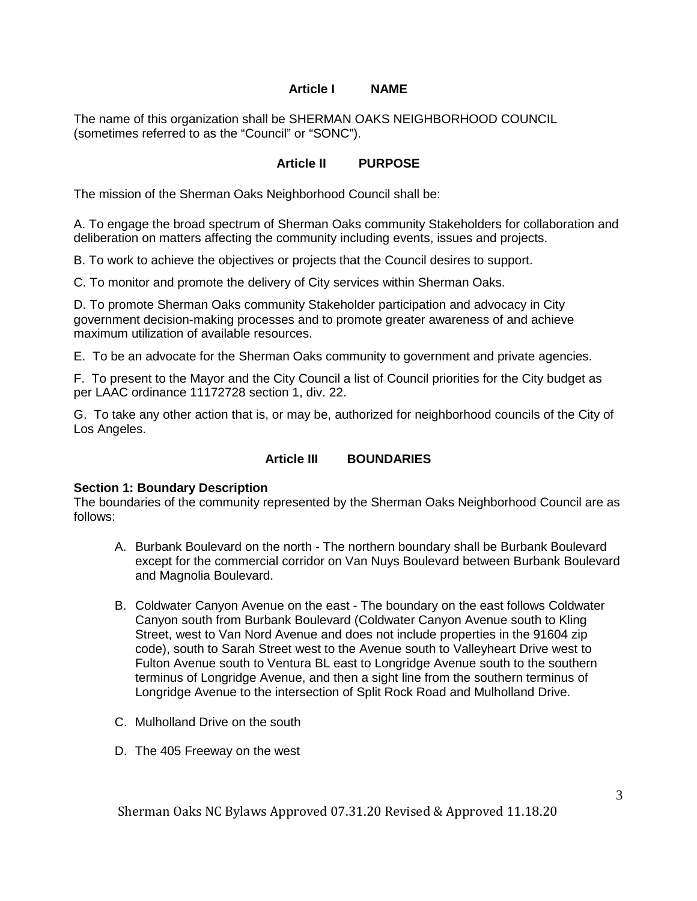## Article I NAME

The name of this organization shall be SHERMAN OAKS NEIGHBORHOOD COUNCIL (sometimes referred to as the "Council" or "SONC").

## Article II PURPOSE

The mission of the Sherman Oaks Neighborhood Council shall be:

A. To engage the broad spectrum of Sherman Oaks community Stakeholders for collaboration and deliberation on matters affecting the community including events, issues and projects.

B. To work to achieve the objectives or projects that the Council desires to support.

C. To monitor and promote the delivery of City services within Sherman Oaks.

D. To promote Sherman Oaks community Stakeholder participation and advocacy in City government decision-making processes and to promote greater awareness of and achieve maximum utilization of available resources.

E. To be an advocate for the Sherman Oaks community to government and private agencies.

F. To present to the Mayor and the City Council a list of Council priorities for the City budget as per LAAC ordinance 11172728 section 1, div. 22.

G. To take any other action that is, or may be, authorized for neighborhood councils of the City of Los Angeles.

## Article III BOUNDARIES

**Section 1: Boundary Description**

The boundaries of the community represented by the Sherman Oaks Neighborhood Council are as follows:

A. Burbank Boulevard on the north - The northern boundary shall be Burbank Boulevard except for the commercial corridor on Van Nuys Boulevard between Burbank Boulevard and Magnolia Boulevard.

B. Coldwater Canyon Avenue on the east - The boundary on the east follows Coldwater Canyon south from Burbank Boulevard (Coldwater Canyon Avenue south to Kling Street, west to Van Nord Avenue and does not include properties in the 91604 zip code), south to Sarah Street west to the Avenue south to Valleyheart Drive west to Fulton Avenue south to Ventura BL east to Longridge Avenue south to the southern terminus of Longridge Avenue, and then a sight line from the southern terminus of Longridge Avenue to the intersection of Split Rock Road and Mulholland Drive.

C. Mulholland Drive on the south

D. The 405 Freeway on the west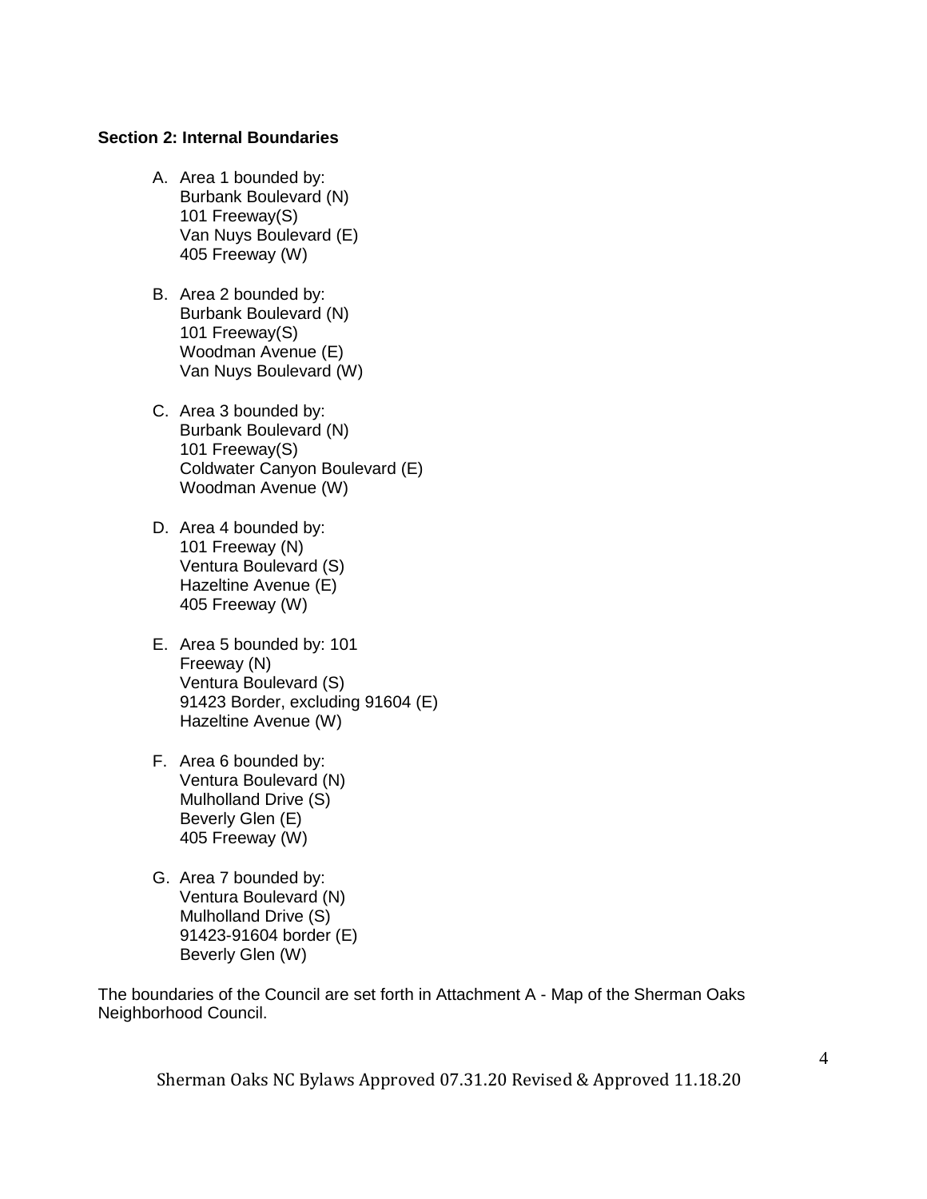**Section 2: Internal Boundaries**

A. Area 1 bounded by:
   Burbank Boulevard (N)
   101 Freeway(S)
   Van Nuys Boulevard (E)
   405 Freeway (W)

B. Area 2 bounded by:
   Burbank Boulevard (N)
   101 Freeway(S)
   Woodman Avenue (E)
   Van Nuys Boulevard (W)

C. Area 3 bounded by:
   Burbank Boulevard (N)
   101 Freeway(S)
   Coldwater Canyon Boulevard (E)
   Woodman Avenue (W)

D. Area 4 bounded by:
   101 Freeway (N)
   Ventura Boulevard (S)
   Hazeltine Avenue (E)
   405 Freeway (W)

E. Area 5 bounded by: 101
   Freeway (N)
   Ventura Boulevard (S)
   91423 Border, excluding 91604 (E)
   Hazeltine Avenue (W)

F. Area 6 bounded by:
   Ventura Boulevard (N)
   Mulholland Drive (S)
   Beverly Glen (E)
   405 Freeway (W)

G. Area 7 bounded by:
   Ventura Boulevard (N)
   Mulholland Drive (S)
   91423-91604 border (E)
   Beverly Glen (W)

The boundaries of the Council are set forth in Attachment A - Map of the Sherman Oaks Neighborhood Council.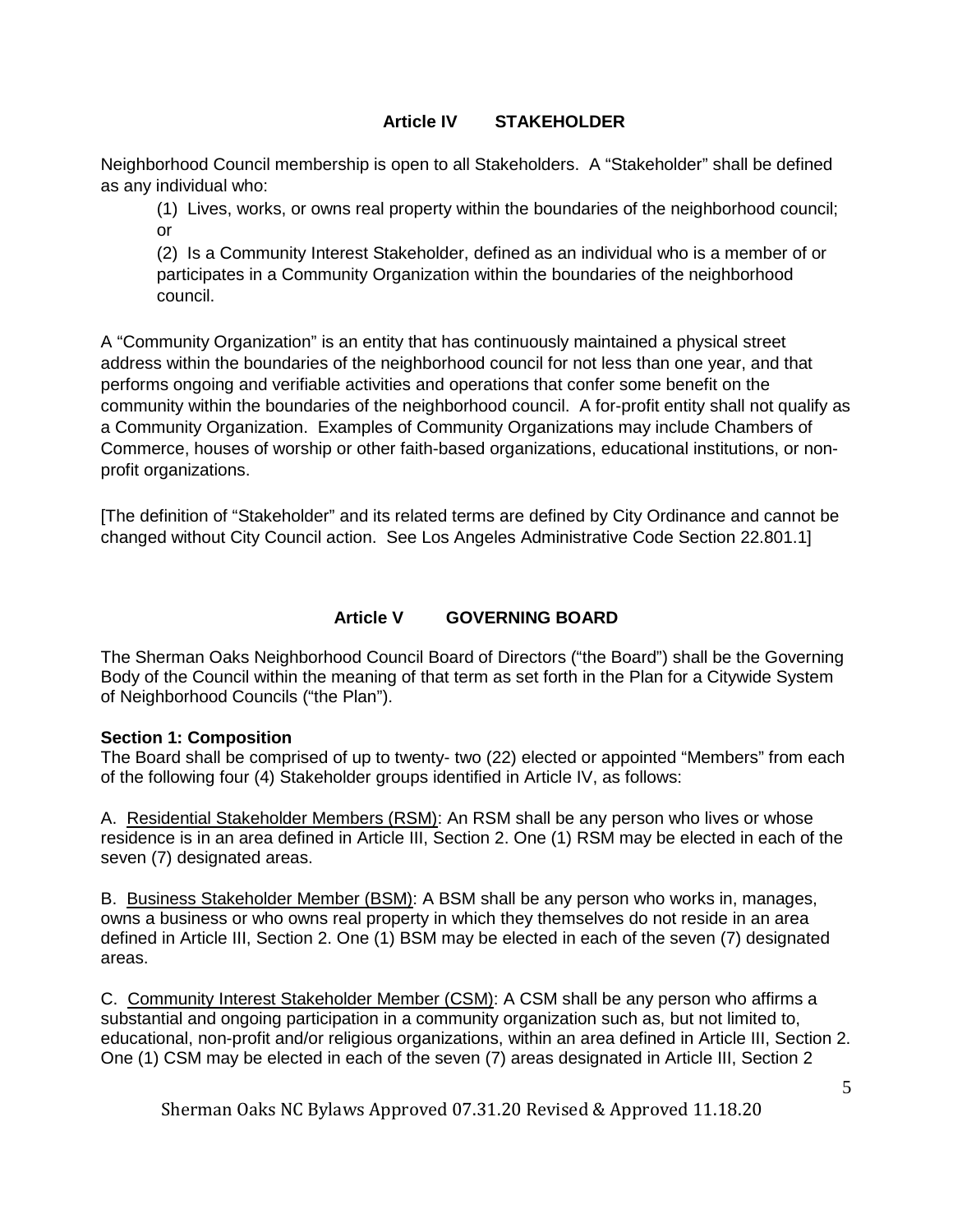## Article IV STAKEHOLDER

Neighborhood Council membership is open to all Stakeholders. A "Stakeholder" shall be defined as any individual who:

(1) Lives, works, or owns real property within the boundaries of the neighborhood council; or

(2) Is a Community Interest Stakeholder, defined as an individual who is a member of or participates in a Community Organization within the boundaries of the neighborhood council.

A "Community Organization" is an entity that has continuously maintained a physical street address within the boundaries of the neighborhood council for not less than one year, and that performs ongoing and verifiable activities and operations that confer some benefit on the community within the boundaries of the neighborhood council. A for-profit entity shall not qualify as a Community Organization. Examples of Community Organizations may include Chambers of Commerce, houses of worship or other faith-based organizations, educational institutions, or non-profit organizations.

[The definition of "Stakeholder" and its related terms are defined by City Ordinance and cannot be changed without City Council action. See Los Angeles Administrative Code Section 22.801.1]

## Article V GOVERNING BOARD

The Sherman Oaks Neighborhood Council Board of Directors ("the Board") shall be the Governing Body of the Council within the meaning of that term as set forth in the Plan for a Citywide System of Neighborhood Councils ("the Plan").

**Section 1: Composition**

The Board shall be comprised of up to twenty- two (22) elected or appointed "Members" from each of the following four (4) Stakeholder groups identified in Article IV, as follows:

A. Residential Stakeholder Members (RSM): An RSM shall be any person who lives or whose residence is in an area defined in Article III, Section 2. One (1) RSM may be elected in each of the seven (7) designated areas.

B. Business Stakeholder Member (BSM): A BSM shall be any person who works in, manages, owns a business or who owns real property in which they themselves do not reside in an area defined in Article III, Section 2. One (1) BSM may be elected in each of the seven (7) designated areas.

C. Community Interest Stakeholder Member (CSM): A CSM shall be any person who affirms a substantial and ongoing participation in a community organization such as, but not limited to, educational, non-profit and/or religious organizations, within an area defined in Article III, Section 2. One (1) CSM may be elected in each of the seven (7) areas designated in Article III, Section 2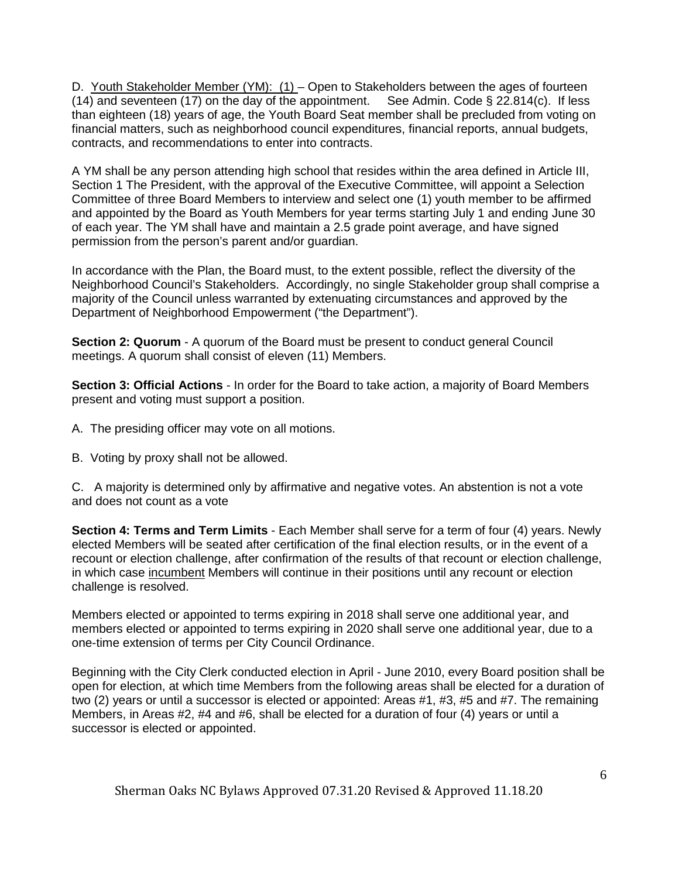D. Youth Stakeholder Member (YM): (1) – Open to Stakeholders between the ages of fourteen (14) and seventeen (17) on the day of the appointment. See Admin. Code § 22.814(c). If less than eighteen (18) years of age, the Youth Board Seat member shall be precluded from voting on financial matters, such as neighborhood council expenditures, financial reports, annual budgets, contracts, and recommendations to enter into contracts.

A YM shall be any person attending high school that resides within the area defined in Article III, Section 1 The President, with the approval of the Executive Committee, will appoint a Selection Committee of three Board Members to interview and select one (1) youth member to be affirmed and appointed by the Board as Youth Members for year terms starting July 1 and ending June 30 of each year. The YM shall have and maintain a 2.5 grade point average, and have signed permission from the person's parent and/or guardian.

In accordance with the Plan, the Board must, to the extent possible, reflect the diversity of the Neighborhood Council's Stakeholders. Accordingly, no single Stakeholder group shall comprise a majority of the Council unless warranted by extenuating circumstances and approved by the Department of Neighborhood Empowerment ("the Department").

**Section 2: Quorum** - A quorum of the Board must be present to conduct general Council meetings. A quorum shall consist of eleven (11) Members.

**Section 3: Official Actions** - In order for the Board to take action, a majority of Board Members present and voting must support a position.

A. The presiding officer may vote on all motions.

B. Voting by proxy shall not be allowed.

C. A majority is determined only by affirmative and negative votes. An abstention is not a vote and does not count as a vote

**Section 4: Terms and Term Limits** - Each Member shall serve for a term of four (4) years. Newly elected Members will be seated after certification of the final election results, or in the event of a recount or election challenge, after confirmation of the results of that recount or election challenge, in which case incumbent Members will continue in their positions until any recount or election challenge is resolved.

Members elected or appointed to terms expiring in 2018 shall serve one additional year, and members elected or appointed to terms expiring in 2020 shall serve one additional year, due to a one-time extension of terms per City Council Ordinance.

Beginning with the City Clerk conducted election in April - June 2010, every Board position shall be open for election, at which time Members from the following areas shall be elected for a duration of two (2) years or until a successor is elected or appointed: Areas #1, #3, #5 and #7. The remaining Members, in Areas #2, #4 and #6, shall be elected for a duration of four (4) years or until a successor is elected or appointed.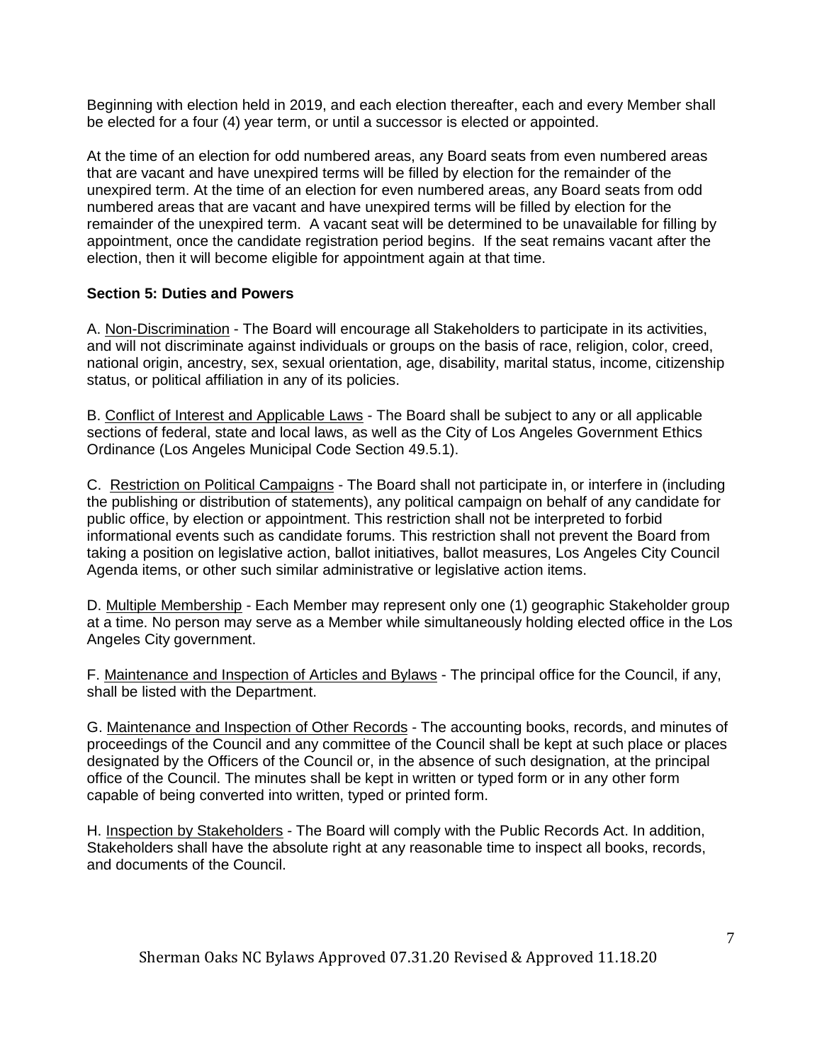Beginning with election held in 2019, and each election thereafter, each and every Member shall be elected for a four (4) year term, or until a successor is elected or appointed.

At the time of an election for odd numbered areas, any Board seats from even numbered areas that are vacant and have unexpired terms will be filled by election for the remainder of the unexpired term. At the time of an election for even numbered areas, any Board seats from odd numbered areas that are vacant and have unexpired terms will be filled by election for the remainder of the unexpired term. A vacant seat will be determined to be unavailable for filling by appointment, once the candidate registration period begins. If the seat remains vacant after the election, then it will become eligible for appointment again at that time.

**Section 5: Duties and Powers**

A. Non-Discrimination - The Board will encourage all Stakeholders to participate in its activities, and will not discriminate against individuals or groups on the basis of race, religion, color, creed, national origin, ancestry, sex, sexual orientation, age, disability, marital status, income, citizenship status, or political affiliation in any of its policies.

B. Conflict of Interest and Applicable Laws - The Board shall be subject to any or all applicable sections of federal, state and local laws, as well as the City of Los Angeles Government Ethics Ordinance (Los Angeles Municipal Code Section 49.5.1).

C. Restriction on Political Campaigns - The Board shall not participate in, or interfere in (including the publishing or distribution of statements), any political campaign on behalf of any candidate for public office, by election or appointment. This restriction shall not be interpreted to forbid informational events such as candidate forums. This restriction shall not prevent the Board from taking a position on legislative action, ballot initiatives, ballot measures, Los Angeles City Council Agenda items, or other such similar administrative or legislative action items.

D. Multiple Membership - Each Member may represent only one (1) geographic Stakeholder group at a time. No person may serve as a Member while simultaneously holding elected office in the Los Angeles City government.

F. Maintenance and Inspection of Articles and Bylaws - The principal office for the Council, if any, shall be listed with the Department.

G. Maintenance and Inspection of Other Records - The accounting books, records, and minutes of proceedings of the Council and any committee of the Council shall be kept at such place or places designated by the Officers of the Council or, in the absence of such designation, at the principal office of the Council. The minutes shall be kept in written or typed form or in any other form capable of being converted into written, typed or printed form.

H. Inspection by Stakeholders - The Board will comply with the Public Records Act. In addition, Stakeholders shall have the absolute right at any reasonable time to inspect all books, records, and documents of the Council.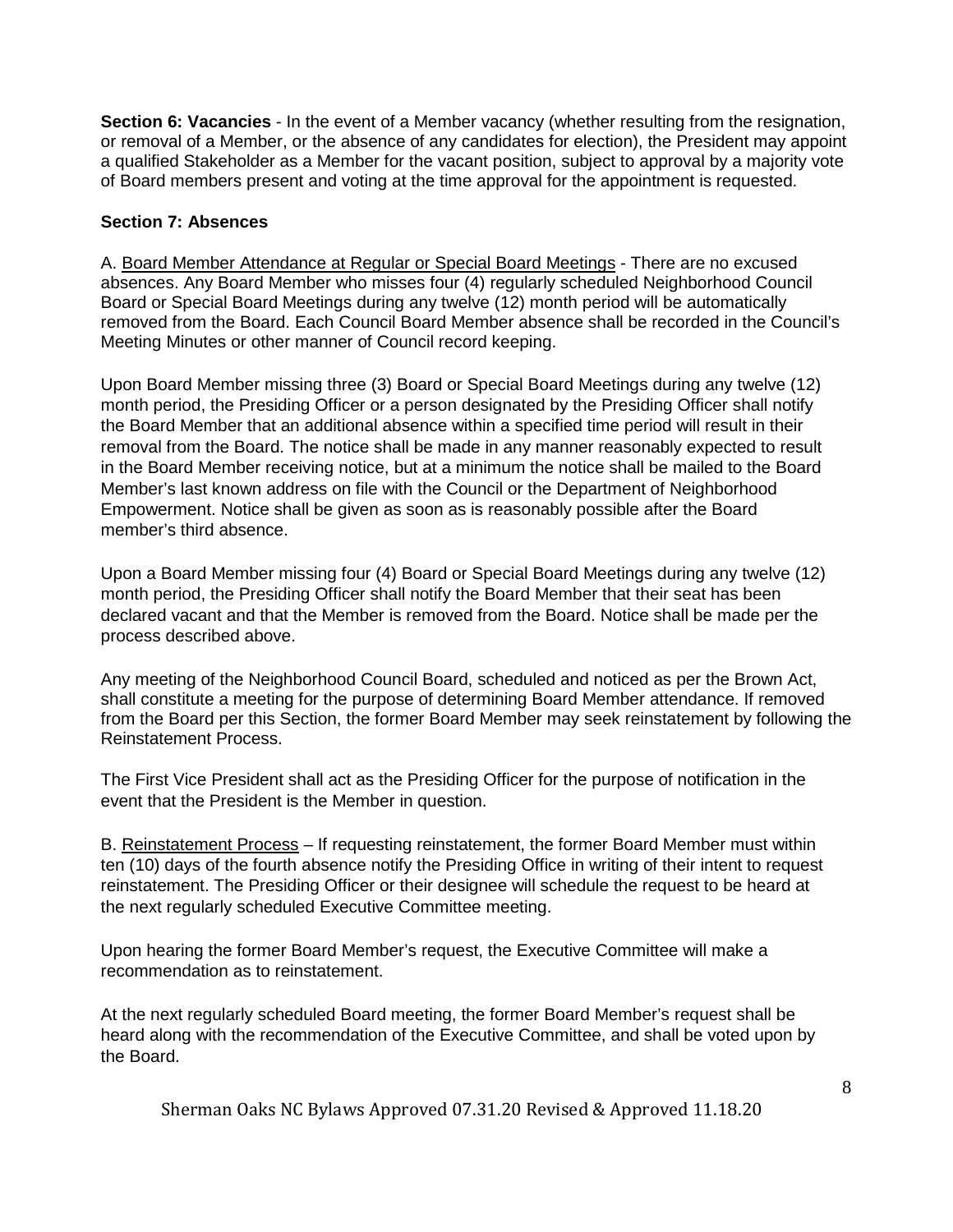**Section 6: Vacancies** - In the event of a Member vacancy (whether resulting from the resignation, or removal of a Member, or the absence of any candidates for election), the President may appoint a qualified Stakeholder as a Member for the vacant position, subject to approval by a majority vote of Board members present and voting at the time approval for the appointment is requested.

**Section 7: Absences**

A. Board Member Attendance at Regular or Special Board Meetings - There are no excused absences. Any Board Member who misses four (4) regularly scheduled Neighborhood Council Board or Special Board Meetings during any twelve (12) month period will be automatically removed from the Board. Each Council Board Member absence shall be recorded in the Council's Meeting Minutes or other manner of Council record keeping.

Upon Board Member missing three (3) Board or Special Board Meetings during any twelve (12) month period, the Presiding Officer or a person designated by the Presiding Officer shall notify the Board Member that an additional absence within a specified time period will result in their removal from the Board. The notice shall be made in any manner reasonably expected to result in the Board Member receiving notice, but at a minimum the notice shall be mailed to the Board Member's last known address on file with the Council or the Department of Neighborhood Empowerment. Notice shall be given as soon as is reasonably possible after the Board member's third absence.

Upon a Board Member missing four (4) Board or Special Board Meetings during any twelve (12) month period, the Presiding Officer shall notify the Board Member that their seat has been declared vacant and that the Member is removed from the Board. Notice shall be made per the process described above.

Any meeting of the Neighborhood Council Board, scheduled and noticed as per the Brown Act, shall constitute a meeting for the purpose of determining Board Member attendance. If removed from the Board per this Section, the former Board Member may seek reinstatement by following the Reinstatement Process.

The First Vice President shall act as the Presiding Officer for the purpose of notification in the event that the President is the Member in question.

B. Reinstatement Process – If requesting reinstatement, the former Board Member must within ten (10) days of the fourth absence notify the Presiding Office in writing of their intent to request reinstatement. The Presiding Officer or their designee will schedule the request to be heard at the next regularly scheduled Executive Committee meeting.

Upon hearing the former Board Member's request, the Executive Committee will make a recommendation as to reinstatement.

At the next regularly scheduled Board meeting, the former Board Member's request shall be heard along with the recommendation of the Executive Committee, and shall be voted upon by the Board.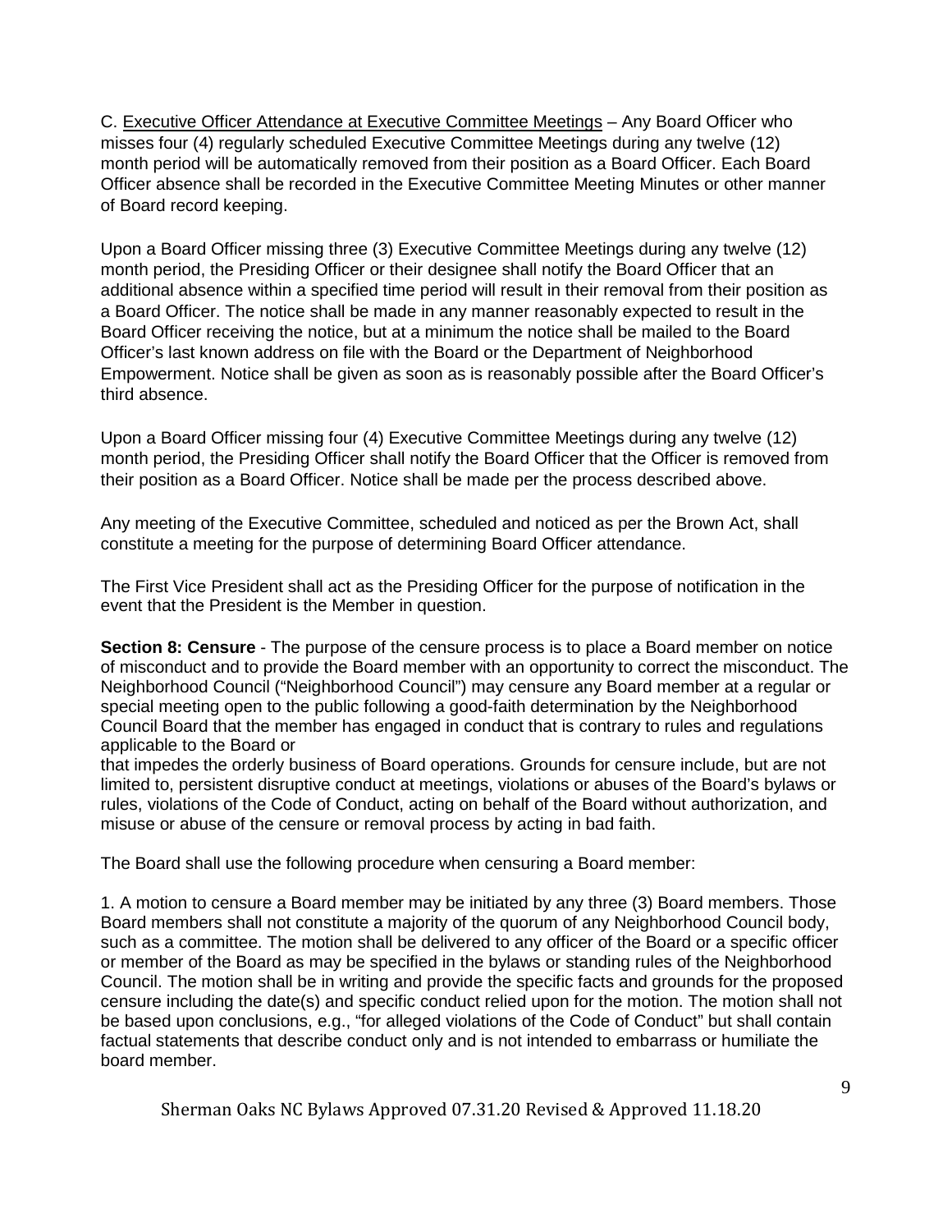C. Executive Officer Attendance at Executive Committee Meetings – Any Board Officer who misses four (4) regularly scheduled Executive Committee Meetings during any twelve (12) month period will be automatically removed from their position as a Board Officer. Each Board Officer absence shall be recorded in the Executive Committee Meeting Minutes or other manner of Board record keeping.

Upon a Board Officer missing three (3) Executive Committee Meetings during any twelve (12) month period, the Presiding Officer or their designee shall notify the Board Officer that an additional absence within a specified time period will result in their removal from their position as a Board Officer. The notice shall be made in any manner reasonably expected to result in the Board Officer receiving the notice, but at a minimum the notice shall be mailed to the Board Officer's last known address on file with the Board or the Department of Neighborhood Empowerment. Notice shall be given as soon as is reasonably possible after the Board Officer's third absence.

Upon a Board Officer missing four (4) Executive Committee Meetings during any twelve (12) month period, the Presiding Officer shall notify the Board Officer that the Officer is removed from their position as a Board Officer. Notice shall be made per the process described above.

Any meeting of the Executive Committee, scheduled and noticed as per the Brown Act, shall constitute a meeting for the purpose of determining Board Officer attendance.

The First Vice President shall act as the Presiding Officer for the purpose of notification in the event that the President is the Member in question.

**Section 8: Censure** - The purpose of the censure process is to place a Board member on notice of misconduct and to provide the Board member with an opportunity to correct the misconduct. The Neighborhood Council ("Neighborhood Council") may censure any Board member at a regular or special meeting open to the public following a good-faith determination by the Neighborhood Council Board that the member has engaged in conduct that is contrary to rules and regulations applicable to the Board or
that impedes the orderly business of Board operations. Grounds for censure include, but are not limited to, persistent disruptive conduct at meetings, violations or abuses of the Board's bylaws or rules, violations of the Code of Conduct, acting on behalf of the Board without authorization, and misuse or abuse of the censure or removal process by acting in bad faith.

The Board shall use the following procedure when censuring a Board member:

1. A motion to censure a Board member may be initiated by any three (3) Board members. Those Board members shall not constitute a majority of the quorum of any Neighborhood Council body, such as a committee. The motion shall be delivered to any officer of the Board or a specific officer or member of the Board as may be specified in the bylaws or standing rules of the Neighborhood Council. The motion shall be in writing and provide the specific facts and grounds for the proposed censure including the date(s) and specific conduct relied upon for the motion. The motion shall not be based upon conclusions, e.g., "for alleged violations of the Code of Conduct" but shall contain factual statements that describe conduct only and is not intended to embarrass or humiliate the board member.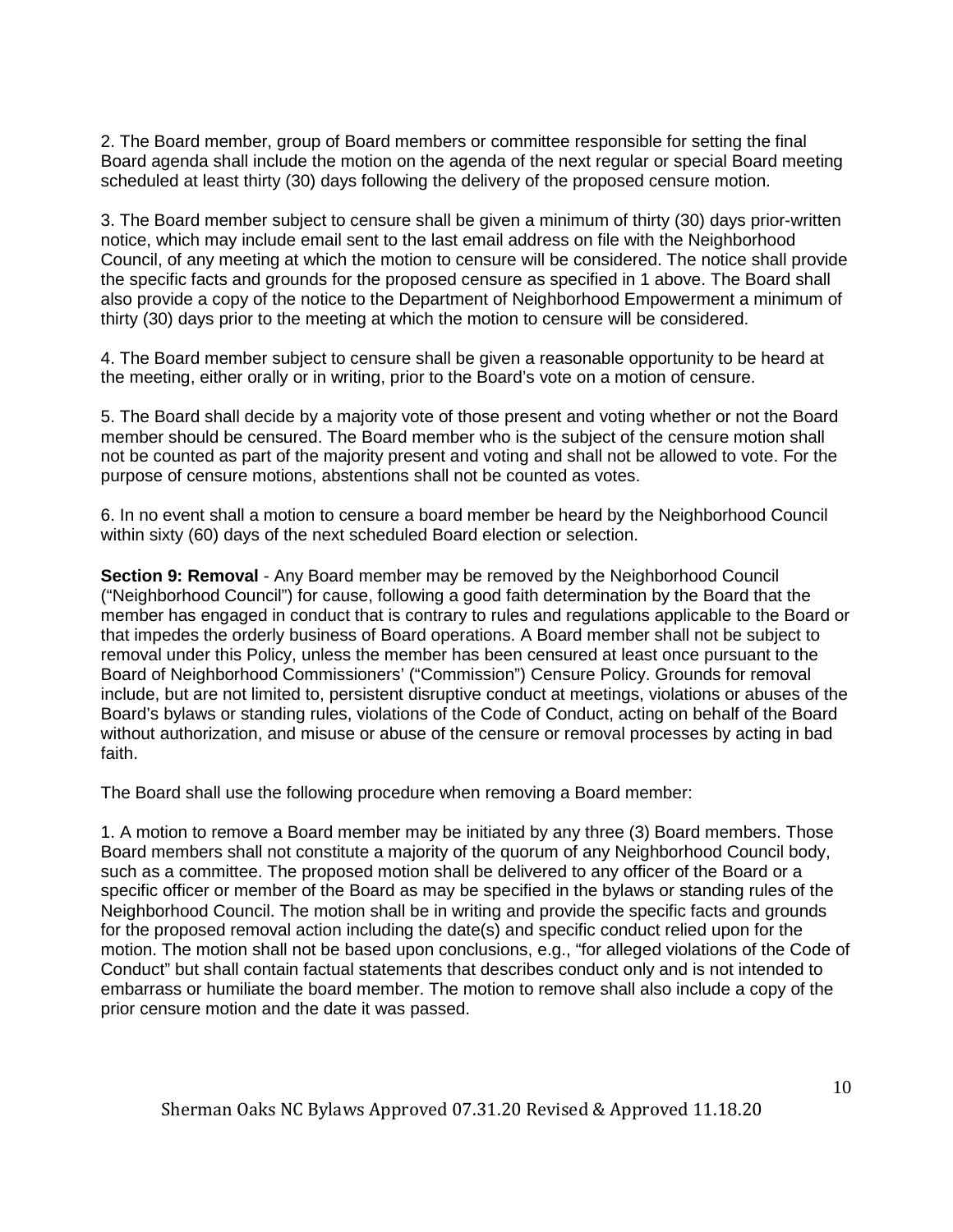2. The Board member, group of Board members or committee responsible for setting the final Board agenda shall include the motion on the agenda of the next regular or special Board meeting scheduled at least thirty (30) days following the delivery of the proposed censure motion.

3. The Board member subject to censure shall be given a minimum of thirty (30) days prior-written notice, which may include email sent to the last email address on file with the Neighborhood Council, of any meeting at which the motion to censure will be considered. The notice shall provide the specific facts and grounds for the proposed censure as specified in 1 above. The Board shall also provide a copy of the notice to the Department of Neighborhood Empowerment a minimum of thirty (30) days prior to the meeting at which the motion to censure will be considered.

4. The Board member subject to censure shall be given a reasonable opportunity to be heard at the meeting, either orally or in writing, prior to the Board's vote on a motion of censure.

5. The Board shall decide by a majority vote of those present and voting whether or not the Board member should be censured. The Board member who is the subject of the censure motion shall not be counted as part of the majority present and voting and shall not be allowed to vote. For the purpose of censure motions, abstentions shall not be counted as votes.

6. In no event shall a motion to censure a board member be heard by the Neighborhood Council within sixty (60) days of the next scheduled Board election or selection.

**Section 9: Removal** - Any Board member may be removed by the Neighborhood Council ("Neighborhood Council") for cause, following a good faith determination by the Board that the member has engaged in conduct that is contrary to rules and regulations applicable to the Board or that impedes the orderly business of Board operations. A Board member shall not be subject to removal under this Policy, unless the member has been censured at least once pursuant to the Board of Neighborhood Commissioners' ("Commission") Censure Policy. Grounds for removal include, but are not limited to, persistent disruptive conduct at meetings, violations or abuses of the Board's bylaws or standing rules, violations of the Code of Conduct, acting on behalf of the Board without authorization, and misuse or abuse of the censure or removal processes by acting in bad faith.

The Board shall use the following procedure when removing a Board member:

1. A motion to remove a Board member may be initiated by any three (3) Board members. Those Board members shall not constitute a majority of the quorum of any Neighborhood Council body, such as a committee. The proposed motion shall be delivered to any officer of the Board or a specific officer or member of the Board as may be specified in the bylaws or standing rules of the Neighborhood Council. The motion shall be in writing and provide the specific facts and grounds for the proposed removal action including the date(s) and specific conduct relied upon for the motion. The motion shall not be based upon conclusions, e.g., "for alleged violations of the Code of Conduct" but shall contain factual statements that describes conduct only and is not intended to embarrass or humiliate the board member. The motion to remove shall also include a copy of the prior censure motion and the date it was passed.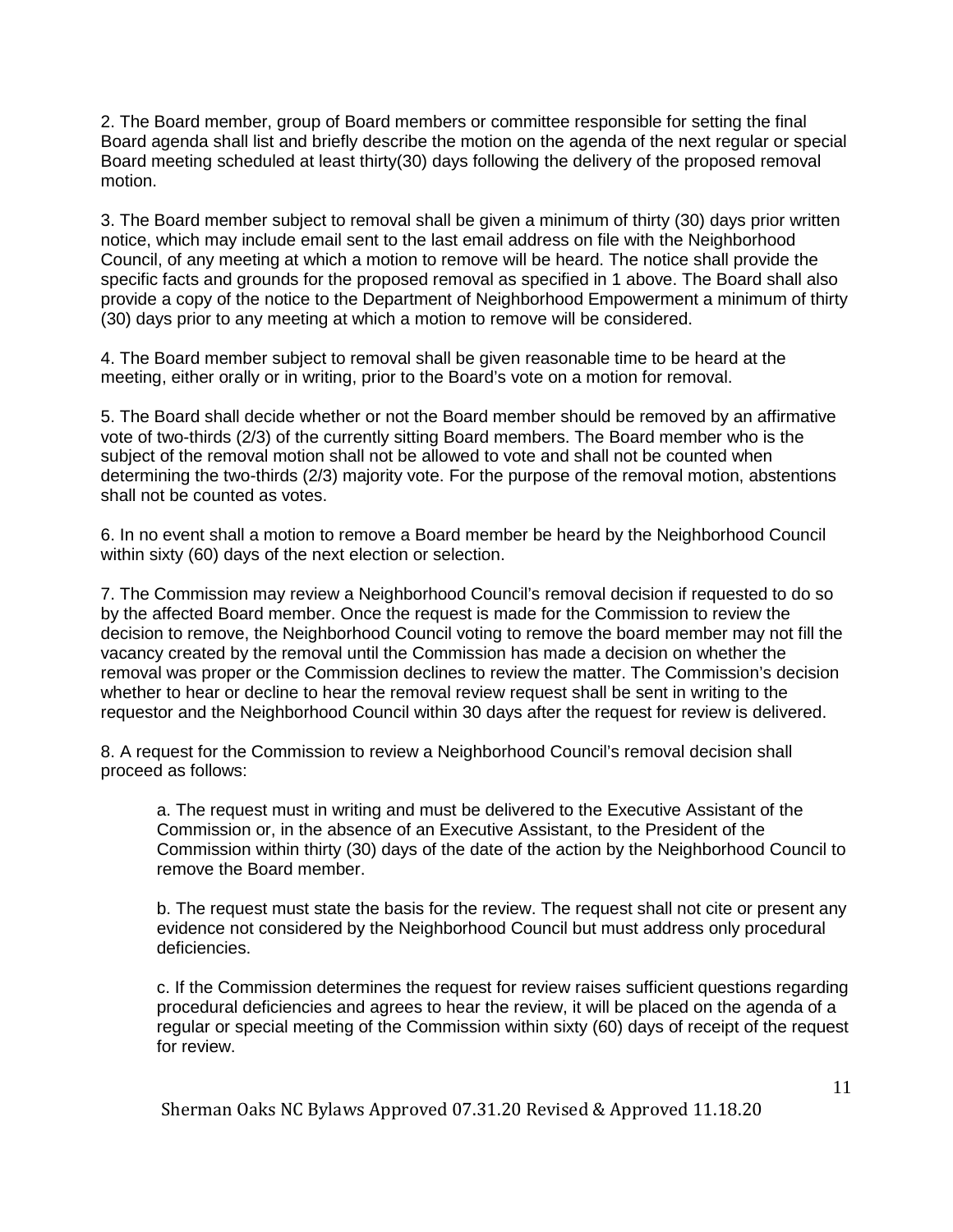2. The Board member, group of Board members or committee responsible for setting the final Board agenda shall list and briefly describe the motion on the agenda of the next regular or special Board meeting scheduled at least thirty(30) days following the delivery of the proposed removal motion.

3. The Board member subject to removal shall be given a minimum of thirty (30) days prior written notice, which may include email sent to the last email address on file with the Neighborhood Council, of any meeting at which a motion to remove will be heard. The notice shall provide the specific facts and grounds for the proposed removal as specified in 1 above. The Board shall also provide a copy of the notice to the Department of Neighborhood Empowerment a minimum of thirty (30) days prior to any meeting at which a motion to remove will be considered.

4. The Board member subject to removal shall be given reasonable time to be heard at the meeting, either orally or in writing, prior to the Board's vote on a motion for removal.

5. The Board shall decide whether or not the Board member should be removed by an affirmative vote of two-thirds (2/3) of the currently sitting Board members. The Board member who is the subject of the removal motion shall not be allowed to vote and shall not be counted when determining the two-thirds (2/3) majority vote. For the purpose of the removal motion, abstentions shall not be counted as votes.

6. In no event shall a motion to remove a Board member be heard by the Neighborhood Council within sixty (60) days of the next election or selection.

7. The Commission may review a Neighborhood Council's removal decision if requested to do so by the affected Board member. Once the request is made for the Commission to review the decision to remove, the Neighborhood Council voting to remove the board member may not fill the vacancy created by the removal until the Commission has made a decision on whether the removal was proper or the Commission declines to review the matter. The Commission's decision whether to hear or decline to hear the removal review request shall be sent in writing to the requestor and the Neighborhood Council within 30 days after the request for review is delivered.

8. A request for the Commission to review a Neighborhood Council's removal decision shall proceed as follows:

> a. The request must in writing and must be delivered to the Executive Assistant of the Commission or, in the absence of an Executive Assistant, to the President of the Commission within thirty (30) days of the date of the action by the Neighborhood Council to remove the Board member.
>
> b. The request must state the basis for the review. The request shall not cite or present any evidence not considered by the Neighborhood Council but must address only procedural deficiencies.
>
> c. If the Commission determines the request for review raises sufficient questions regarding procedural deficiencies and agrees to hear the review, it will be placed on the agenda of a regular or special meeting of the Commission within sixty (60) days of receipt of the request for review.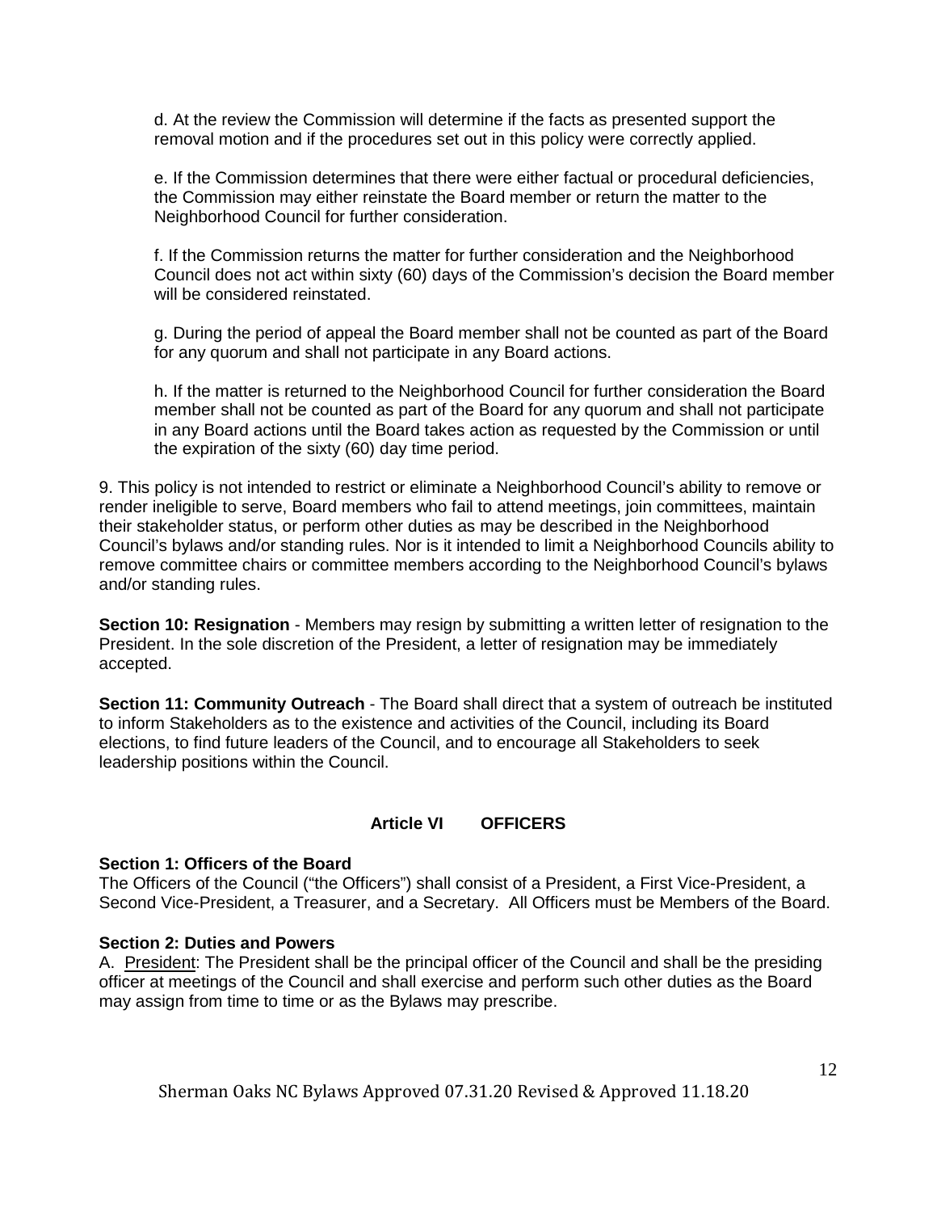d. At the review the Commission will determine if the facts as presented support the removal motion and if the procedures set out in this policy were correctly applied.

e. If the Commission determines that there were either factual or procedural deficiencies, the Commission may either reinstate the Board member or return the matter to the Neighborhood Council for further consideration.

f. If the Commission returns the matter for further consideration and the Neighborhood Council does not act within sixty (60) days of the Commission's decision the Board member will be considered reinstated.

g. During the period of appeal the Board member shall not be counted as part of the Board for any quorum and shall not participate in any Board actions.

h. If the matter is returned to the Neighborhood Council for further consideration the Board member shall not be counted as part of the Board for any quorum and shall not participate in any Board actions until the Board takes action as requested by the Commission or until the expiration of the sixty (60) day time period.

9. This policy is not intended to restrict or eliminate a Neighborhood Council's ability to remove or render ineligible to serve, Board members who fail to attend meetings, join committees, maintain their stakeholder status, or perform other duties as may be described in the Neighborhood Council's bylaws and/or standing rules. Nor is it intended to limit a Neighborhood Councils ability to remove committee chairs or committee members according to the Neighborhood Council's bylaws and/or standing rules.

**Section 10: Resignation** - Members may resign by submitting a written letter of resignation to the President. In the sole discretion of the President, a letter of resignation may be immediately accepted.

**Section 11: Community Outreach** - The Board shall direct that a system of outreach be instituted to inform Stakeholders as to the existence and activities of the Council, including its Board elections, to find future leaders of the Council, and to encourage all Stakeholders to seek leadership positions within the Council.

## Article VI OFFICERS

**Section 1: Officers of the Board**

The Officers of the Council ("the Officers") shall consist of a President, a First Vice-President, a Second Vice-President, a Treasurer, and a Secretary. All Officers must be Members of the Board.

**Section 2: Duties and Powers**

A. <u>President</u>: The President shall be the principal officer of the Council and shall be the presiding officer at meetings of the Council and shall exercise and perform such other duties as the Board may assign from time to time or as the Bylaws may prescribe.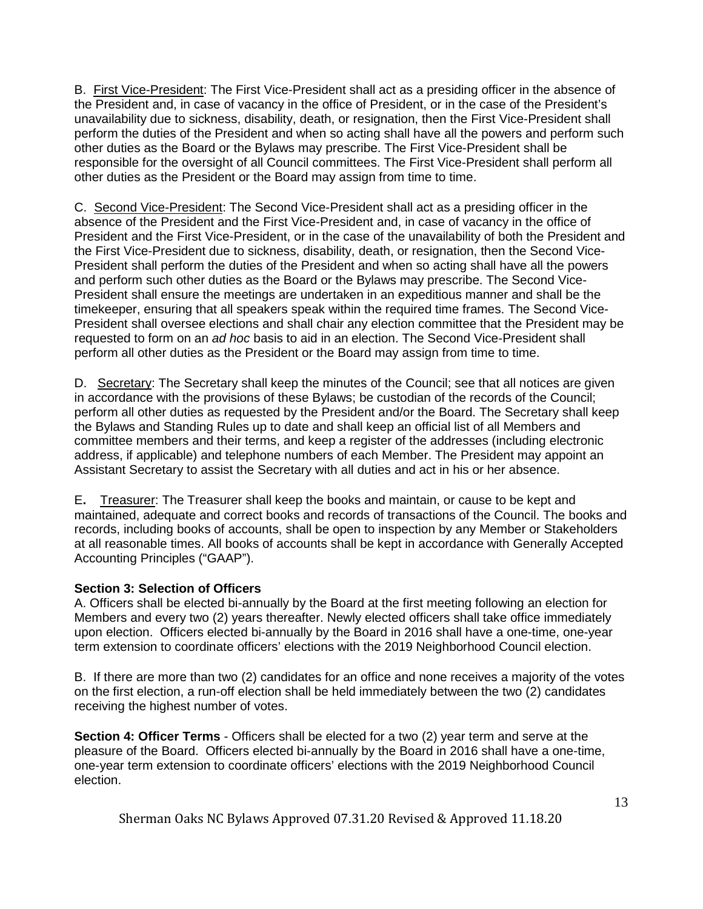B. First Vice-President: The First Vice-President shall act as a presiding officer in the absence of the President and, in case of vacancy in the office of President, or in the case of the President's unavailability due to sickness, disability, death, or resignation, then the First Vice-President shall perform the duties of the President and when so acting shall have all the powers and perform such other duties as the Board or the Bylaws may prescribe. The First Vice-President shall be responsible for the oversight of all Council committees. The First Vice-President shall perform all other duties as the President or the Board may assign from time to time.

C. Second Vice-President: The Second Vice-President shall act as a presiding officer in the absence of the President and the First Vice-President and, in case of vacancy in the office of President and the First Vice-President, or in the case of the unavailability of both the President and the First Vice-President due to sickness, disability, death, or resignation, then the Second Vice-President shall perform the duties of the President and when so acting shall have all the powers and perform such other duties as the Board or the Bylaws may prescribe. The Second Vice-President shall ensure the meetings are undertaken in an expeditious manner and shall be the timekeeper, ensuring that all speakers speak within the required time frames. The Second Vice-President shall oversee elections and shall chair any election committee that the President may be requested to form on an *ad hoc* basis to aid in an election. The Second Vice-President shall perform all other duties as the President or the Board may assign from time to time.

D. Secretary: The Secretary shall keep the minutes of the Council; see that all notices are given in accordance with the provisions of these Bylaws; be custodian of the records of the Council; perform all other duties as requested by the President and/or the Board. The Secretary shall keep the Bylaws and Standing Rules up to date and shall keep an official list of all Members and committee members and their terms, and keep a register of the addresses (including electronic address, if applicable) and telephone numbers of each Member. The President may appoint an Assistant Secretary to assist the Secretary with all duties and act in his or her absence.

E. Treasurer: The Treasurer shall keep the books and maintain, or cause to be kept and maintained, adequate and correct books and records of transactions of the Council. The books and records, including books of accounts, shall be open to inspection by any Member or Stakeholders at all reasonable times. All books of accounts shall be kept in accordance with Generally Accepted Accounting Principles ("GAAP").

**Section 3: Selection of Officers**

A. Officers shall be elected bi-annually by the Board at the first meeting following an election for Members and every two (2) years thereafter. Newly elected officers shall take office immediately upon election. Officers elected bi-annually by the Board in 2016 shall have a one-time, one-year term extension to coordinate officers' elections with the 2019 Neighborhood Council election.

B. If there are more than two (2) candidates for an office and none receives a majority of the votes on the first election, a run-off election shall be held immediately between the two (2) candidates receiving the highest number of votes.

**Section 4: Officer Terms** - Officers shall be elected for a two (2) year term and serve at the pleasure of the Board. Officers elected bi-annually by the Board in 2016 shall have a one-time, one-year term extension to coordinate officers' elections with the 2019 Neighborhood Council election.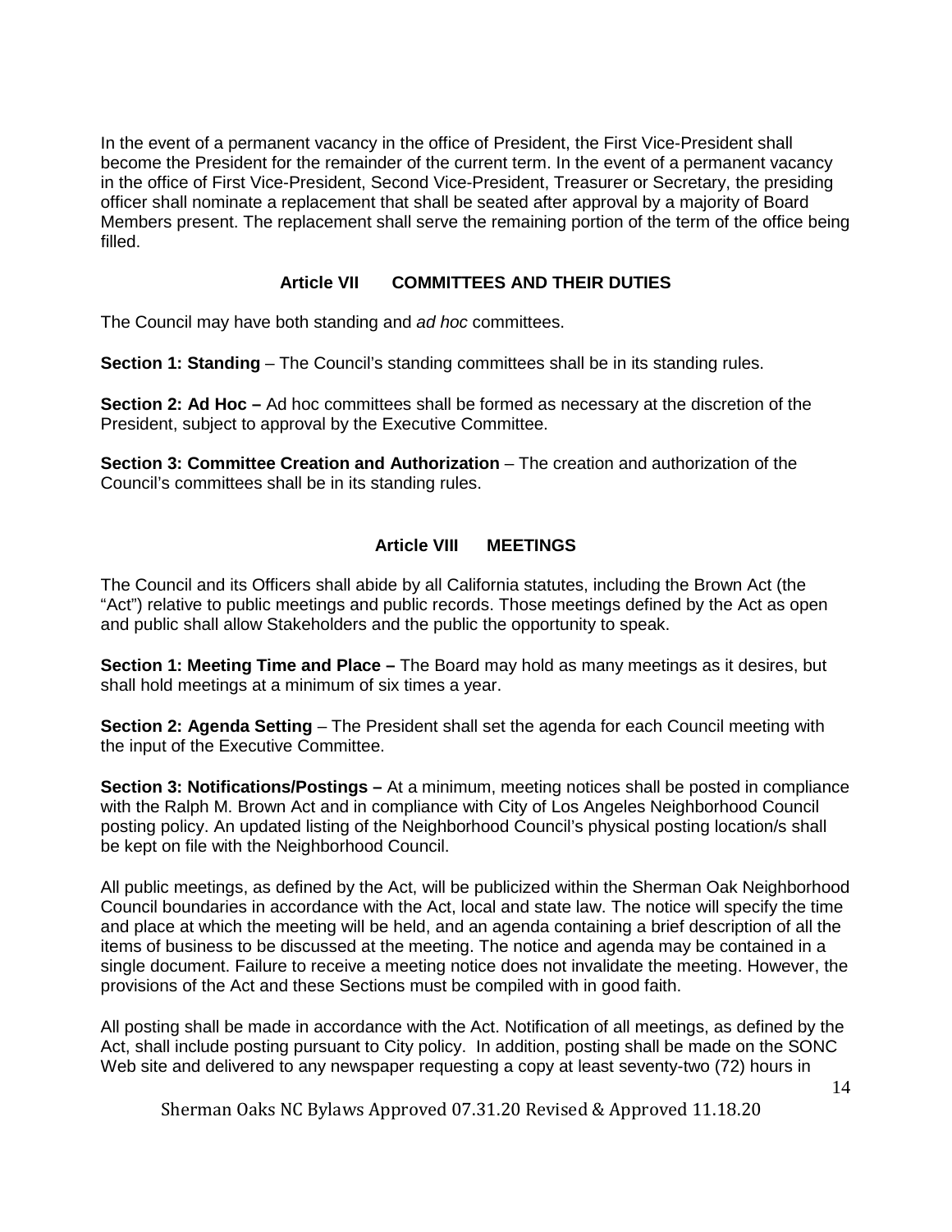In the event of a permanent vacancy in the office of President, the First Vice-President shall become the President for the remainder of the current term. In the event of a permanent vacancy in the office of First Vice-President, Second Vice-President, Treasurer or Secretary, the presiding officer shall nominate a replacement that shall be seated after approval by a majority of Board Members present. The replacement shall serve the remaining portion of the term of the office being filled.

## Article VII COMMITTEES AND THEIR DUTIES

The Council may have both standing and *ad hoc* committees.

**Section 1: Standing** – The Council's standing committees shall be in its standing rules.

**Section 2: Ad Hoc –** Ad hoc committees shall be formed as necessary at the discretion of the President, subject to approval by the Executive Committee.

**Section 3: Committee Creation and Authorization** – The creation and authorization of the Council's committees shall be in its standing rules.

## Article VIII MEETINGS

The Council and its Officers shall abide by all California statutes, including the Brown Act (the "Act") relative to public meetings and public records. Those meetings defined by the Act as open and public shall allow Stakeholders and the public the opportunity to speak.

**Section 1: Meeting Time and Place –** The Board may hold as many meetings as it desires, but shall hold meetings at a minimum of six times a year.

**Section 2: Agenda Setting** – The President shall set the agenda for each Council meeting with the input of the Executive Committee.

**Section 3: Notifications/Postings –** At a minimum, meeting notices shall be posted in compliance with the Ralph M. Brown Act and in compliance with City of Los Angeles Neighborhood Council posting policy. An updated listing of the Neighborhood Council's physical posting location/s shall be kept on file with the Neighborhood Council.

All public meetings, as defined by the Act, will be publicized within the Sherman Oak Neighborhood Council boundaries in accordance with the Act, local and state law. The notice will specify the time and place at which the meeting will be held, and an agenda containing a brief description of all the items of business to be discussed at the meeting. The notice and agenda may be contained in a single document. Failure to receive a meeting notice does not invalidate the meeting. However, the provisions of the Act and these Sections must be compiled with in good faith.

All posting shall be made in accordance with the Act. Notification of all meetings, as defined by the Act, shall include posting pursuant to City policy. In addition, posting shall be made on the SONC Web site and delivered to any newspaper requesting a copy at least seventy-two (72) hours in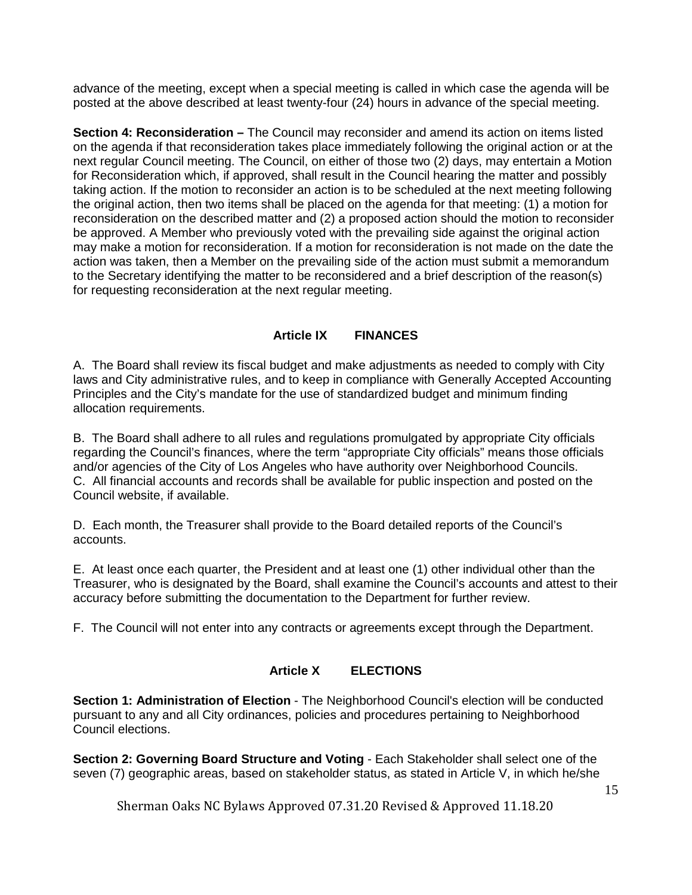advance of the meeting, except when a special meeting is called in which case the agenda will be posted at the above described at least twenty-four (24) hours in advance of the special meeting.

**Section 4: Reconsideration –** The Council may reconsider and amend its action on items listed on the agenda if that reconsideration takes place immediately following the original action or at the next regular Council meeting. The Council, on either of those two (2) days, may entertain a Motion for Reconsideration which, if approved, shall result in the Council hearing the matter and possibly taking action. If the motion to reconsider an action is to be scheduled at the next meeting following the original action, then two items shall be placed on the agenda for that meeting: (1) a motion for reconsideration on the described matter and (2) a proposed action should the motion to reconsider be approved. A Member who previously voted with the prevailing side against the original action may make a motion for reconsideration. If a motion for reconsideration is not made on the date the action was taken, then a Member on the prevailing side of the action must submit a memorandum to the Secretary identifying the matter to be reconsidered and a brief description of the reason(s) for requesting reconsideration at the next regular meeting.

## Article IX FINANCES

A. The Board shall review its fiscal budget and make adjustments as needed to comply with City laws and City administrative rules, and to keep in compliance with Generally Accepted Accounting Principles and the City's mandate for the use of standardized budget and minimum finding allocation requirements.

B. The Board shall adhere to all rules and regulations promulgated by appropriate City officials regarding the Council's finances, where the term "appropriate City officials" means those officials and/or agencies of the City of Los Angeles who have authority over Neighborhood Councils.

C. All financial accounts and records shall be available for public inspection and posted on the Council website, if available.

D. Each month, the Treasurer shall provide to the Board detailed reports of the Council's accounts.

E. At least once each quarter, the President and at least one (1) other individual other than the Treasurer, who is designated by the Board, shall examine the Council's accounts and attest to their accuracy before submitting the documentation to the Department for further review.

F. The Council will not enter into any contracts or agreements except through the Department.

## Article X ELECTIONS

**Section 1: Administration of Election** - The Neighborhood Council's election will be conducted pursuant to any and all City ordinances, policies and procedures pertaining to Neighborhood Council elections.

**Section 2: Governing Board Structure and Voting** - Each Stakeholder shall select one of the seven (7) geographic areas, based on stakeholder status, as stated in Article V, in which he/she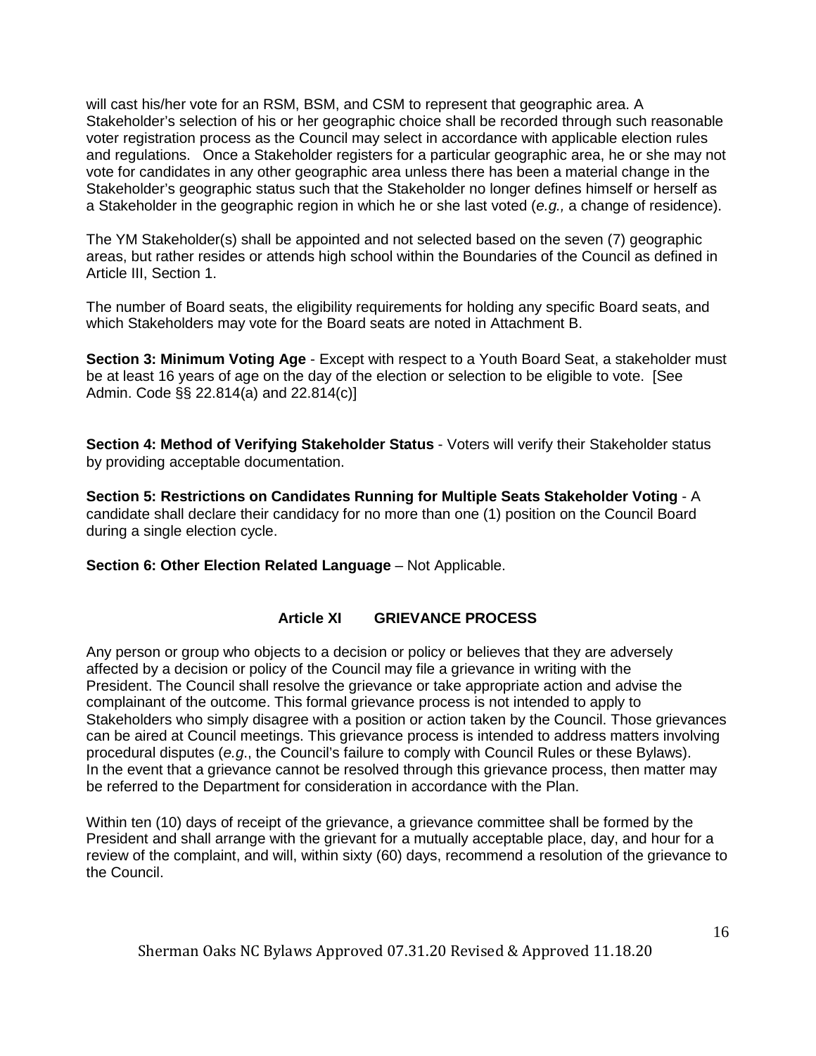will cast his/her vote for an RSM, BSM, and CSM to represent that geographic area. A Stakeholder's selection of his or her geographic choice shall be recorded through such reasonable voter registration process as the Council may select in accordance with applicable election rules and regulations. Once a Stakeholder registers for a particular geographic area, he or she may not vote for candidates in any other geographic area unless there has been a material change in the Stakeholder's geographic status such that the Stakeholder no longer defines himself or herself as a Stakeholder in the geographic region in which he or she last voted (*e.g.,* a change of residence).

The YM Stakeholder(s) shall be appointed and not selected based on the seven (7) geographic areas, but rather resides or attends high school within the Boundaries of the Council as defined in Article III, Section 1.

The number of Board seats, the eligibility requirements for holding any specific Board seats, and which Stakeholders may vote for the Board seats are noted in Attachment B.

**Section 3: Minimum Voting Age** - Except with respect to a Youth Board Seat, a stakeholder must be at least 16 years of age on the day of the election or selection to be eligible to vote. [See Admin. Code §§ 22.814(a) and 22.814(c)]

**Section 4: Method of Verifying Stakeholder Status** - Voters will verify their Stakeholder status by providing acceptable documentation.

**Section 5: Restrictions on Candidates Running for Multiple Seats Stakeholder Voting** - A candidate shall declare their candidacy for no more than one (1) position on the Council Board during a single election cycle.

**Section 6: Other Election Related Language** – Not Applicable.

## Article XI GRIEVANCE PROCESS

Any person or group who objects to a decision or policy or believes that they are adversely affected by a decision or policy of the Council may file a grievance in writing with the President. The Council shall resolve the grievance or take appropriate action and advise the complainant of the outcome. This formal grievance process is not intended to apply to Stakeholders who simply disagree with a position or action taken by the Council. Those grievances can be aired at Council meetings. This grievance process is intended to address matters involving procedural disputes (*e.g.*, the Council's failure to comply with Council Rules or these Bylaws). In the event that a grievance cannot be resolved through this grievance process, then matter may be referred to the Department for consideration in accordance with the Plan.

Within ten (10) days of receipt of the grievance, a grievance committee shall be formed by the President and shall arrange with the grievant for a mutually acceptable place, day, and hour for a review of the complaint, and will, within sixty (60) days, recommend a resolution of the grievance to the Council.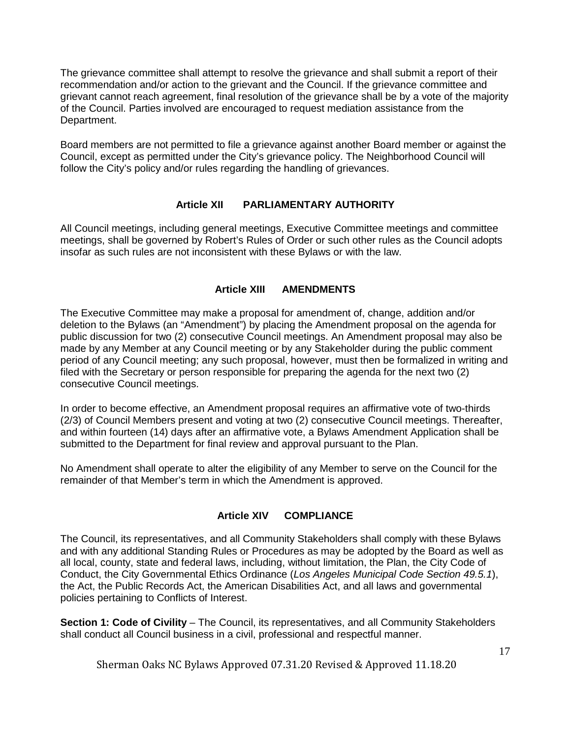The grievance committee shall attempt to resolve the grievance and shall submit a report of their recommendation and/or action to the grievant and the Council. If the grievance committee and grievant cannot reach agreement, final resolution of the grievance shall be by a vote of the majority of the Council. Parties involved are encouraged to request mediation assistance from the Department.

Board members are not permitted to file a grievance against another Board member or against the Council, except as permitted under the City's grievance policy. The Neighborhood Council will follow the City's policy and/or rules regarding the handling of grievances.

## Article XII PARLIAMENTARY AUTHORITY

All Council meetings, including general meetings, Executive Committee meetings and committee meetings, shall be governed by Robert's Rules of Order or such other rules as the Council adopts insofar as such rules are not inconsistent with these Bylaws or with the law.

## Article XIII AMENDMENTS

The Executive Committee may make a proposal for amendment of, change, addition and/or deletion to the Bylaws (an "Amendment") by placing the Amendment proposal on the agenda for public discussion for two (2) consecutive Council meetings. An Amendment proposal may also be made by any Member at any Council meeting or by any Stakeholder during the public comment period of any Council meeting; any such proposal, however, must then be formalized in writing and filed with the Secretary or person responsible for preparing the agenda for the next two (2) consecutive Council meetings.

In order to become effective, an Amendment proposal requires an affirmative vote of two-thirds (2/3) of Council Members present and voting at two (2) consecutive Council meetings. Thereafter, and within fourteen (14) days after an affirmative vote, a Bylaws Amendment Application shall be submitted to the Department for final review and approval pursuant to the Plan.

No Amendment shall operate to alter the eligibility of any Member to serve on the Council for the remainder of that Member's term in which the Amendment is approved.

## Article XIV COMPLIANCE

The Council, its representatives, and all Community Stakeholders shall comply with these Bylaws and with any additional Standing Rules or Procedures as may be adopted by the Board as well as all local, county, state and federal laws, including, without limitation, the Plan, the City Code of Conduct, the City Governmental Ethics Ordinance (*Los Angeles Municipal Code Section 49.5.1*), the Act, the Public Records Act, the American Disabilities Act, and all laws and governmental policies pertaining to Conflicts of Interest.

**Section 1: Code of Civility** – The Council, its representatives, and all Community Stakeholders shall conduct all Council business in a civil, professional and respectful manner.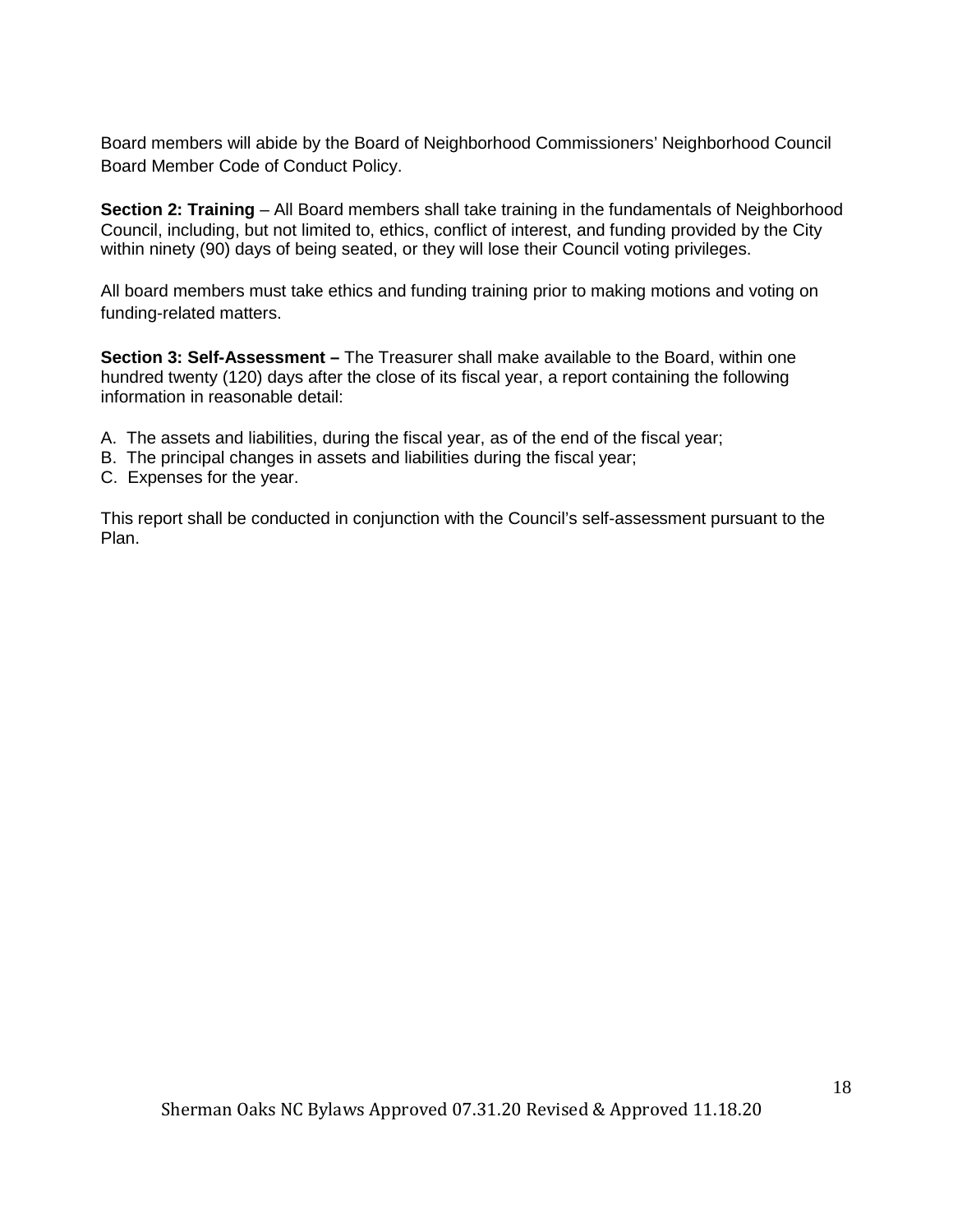Board members will abide by the Board of Neighborhood Commissioners' Neighborhood Council Board Member Code of Conduct Policy.

**Section 2: Training** – All Board members shall take training in the fundamentals of Neighborhood Council, including, but not limited to, ethics, conflict of interest, and funding provided by the City within ninety (90) days of being seated, or they will lose their Council voting privileges.

All board members must take ethics and funding training prior to making motions and voting on funding-related matters.

**Section 3: Self-Assessment –** The Treasurer shall make available to the Board, within one hundred twenty (120) days after the close of its fiscal year, a report containing the following information in reasonable detail:

A. The assets and liabilities, during the fiscal year, as of the end of the fiscal year;
B. The principal changes in assets and liabilities during the fiscal year;
C. Expenses for the year.

This report shall be conducted in conjunction with the Council's self-assessment pursuant to the Plan.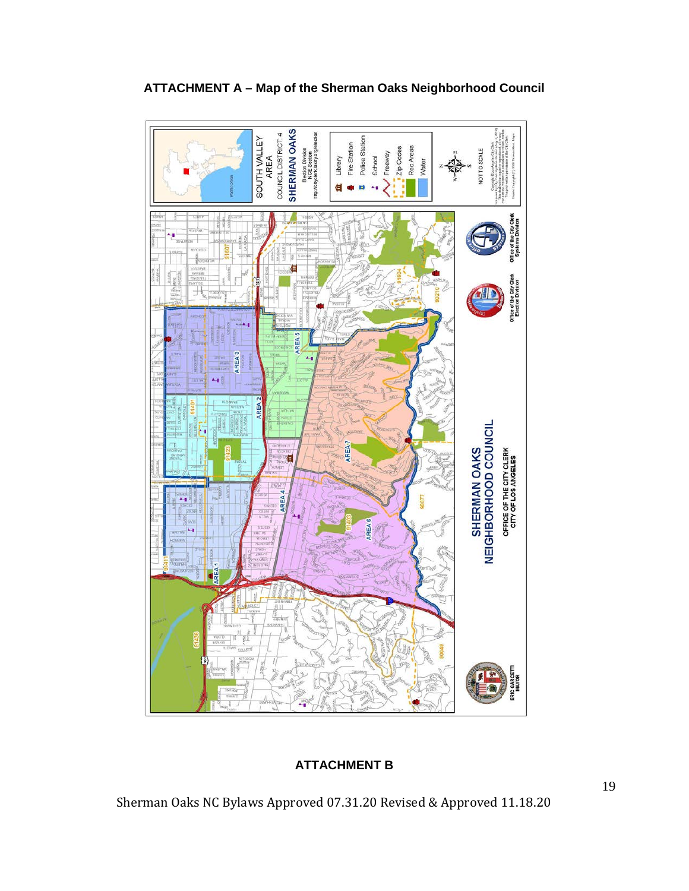# ATTACHMENT A – Map of the Sherman Oaks Neighborhood Council

SOUTH VALLEY AREA
COUNCIL DISTRICT: 4
SHERMAN OAKS
Election Division
NCE Section
http://cityclerk.lacity.org/election

Library
Fire Station
Police Station
School
Freeway
Zip Codes
Rec Areas
Water

NOT TO SCALE

AREA 1
AREA 2
AREA 3
AREA 4
AREA 5
AREA 6
AREA 7

SHERMAN OAKS NEIGHBORHOOD COUNCIL
OFFICE OF THE CITY CLERK
CITY OF LOS ANGELES

Office of the City Clerk Election Division
Office of the City Clerk Systems Division

ERIC GARCETTI MAYOR

## ATTACHMENT B

Sherman Oaks NC Bylaws Approved 07.31.20 Revised & Approved 11.18.20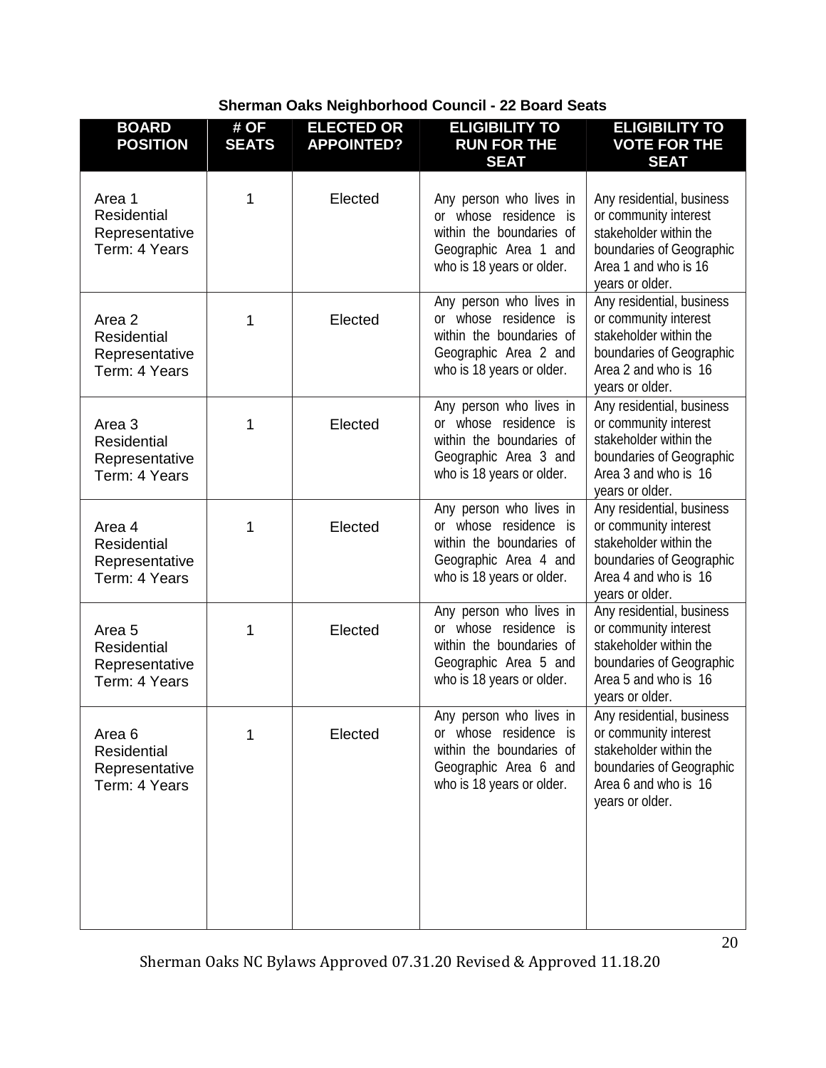**Sherman Oaks Neighborhood Council - 22 Board Seats**

| BOARD POSITION | # OF SEATS | ELECTED OR APPOINTED? | ELIGIBILITY TO RUN FOR THE SEAT | ELIGIBILITY TO VOTE FOR THE SEAT |
|---|---|---|---|---|
| Area 1 Residential Representative Term: 4 Years | 1 | Elected | Any person who lives in or whose residence is within the boundaries of Geographic Area 1 and who is 18 years or older. | Any residential, business or community interest stakeholder within the boundaries of Geographic Area 1 and who is 16 years or older. |
| Area 2 Residential Representative Term: 4 Years | 1 | Elected | Any person who lives in or whose residence is within the boundaries of Geographic Area 2 and who is 18 years or older. | Any residential, business or community interest stakeholder within the boundaries of Geographic Area 2 and who is 16 years or older. |
| Area 3 Residential Representative Term: 4 Years | 1 | Elected | Any person who lives in or whose residence is within the boundaries of Geographic Area 3 and who is 18 years or older. | Any residential, business or community interest stakeholder within the boundaries of Geographic Area 3 and who is 16 years or older. |
| Area 4 Residential Representative Term: 4 Years | 1 | Elected | Any person who lives in or whose residence is within the boundaries of Geographic Area 4 and who is 18 years or older. | Any residential, business or community interest stakeholder within the boundaries of Geographic Area 4 and who is 16 years or older. |
| Area 5 Residential Representative Term: 4 Years | 1 | Elected | Any person who lives in or whose residence is within the boundaries of Geographic Area 5 and who is 18 years or older. | Any residential, business or community interest stakeholder within the boundaries of Geographic Area 5 and who is 16 years or older. |
| Area 6 Residential Representative Term: 4 Years | 1 | Elected | Any person who lives in or whose residence is within the boundaries of Geographic Area 6 and who is 18 years or older. | Any residential, business or community interest stakeholder within the boundaries of Geographic Area 6 and who is 16 years or older. |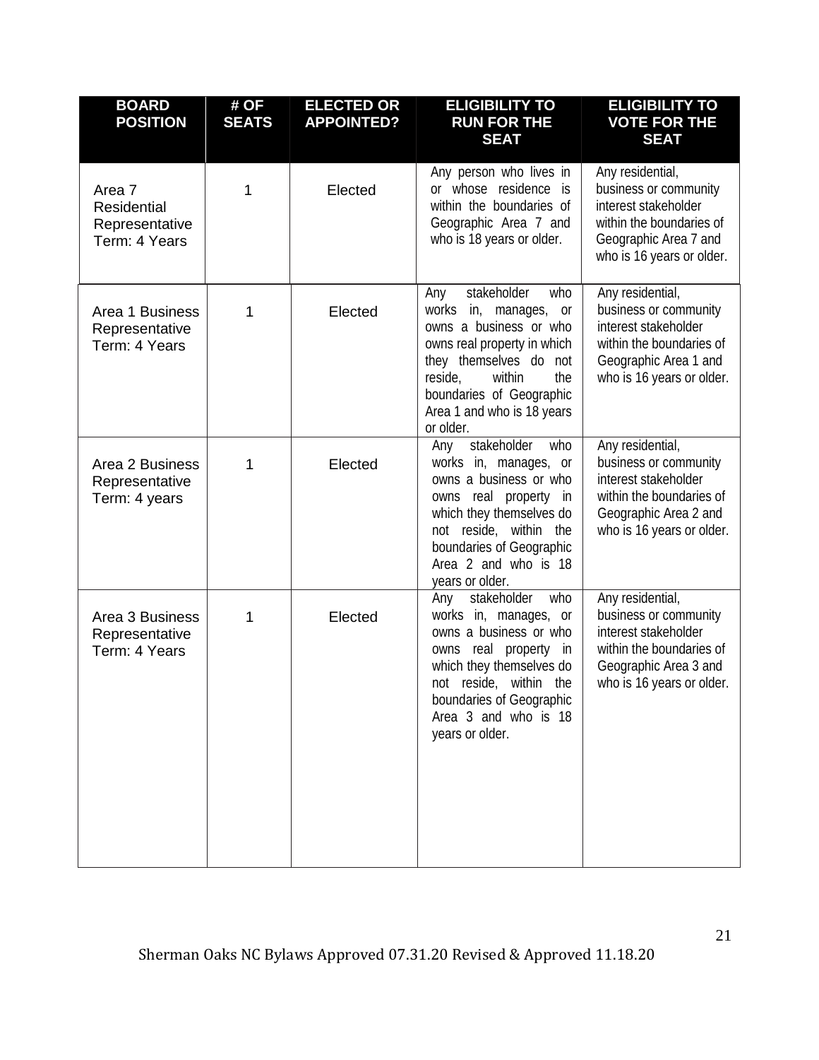| BOARD POSITION | # OF SEATS | ELECTED OR APPOINTED? | ELIGIBILITY TO RUN FOR THE SEAT | ELIGIBILITY TO VOTE FOR THE SEAT |
|---|---|---|---|---|
| Area 7 Residential Representative Term: 4 Years | 1 | Elected | Any person who lives in or whose residence is within the boundaries of Geographic Area 7 and who is 18 years or older. | Any residential, business or community interest stakeholder within the boundaries of Geographic Area 7 and who is 16 years or older. |
| Area 1 Business Representative Term: 4 Years | 1 | Elected | Any stakeholder who works in, manages, or owns a business or who owns real property in which they themselves do not reside, within the boundaries of Geographic Area 1 and who is 18 years or older. | Any residential, business or community interest stakeholder within the boundaries of Geographic Area 1 and who is 16 years or older. |
| Area 2 Business Representative Term: 4 years | 1 | Elected | Any stakeholder who works in, manages, or owns a business or who owns real property in which they themselves do not reside, within the boundaries of Geographic Area 2 and who is 18 years or older. | Any residential, business or community interest stakeholder within the boundaries of Geographic Area 2 and who is 16 years or older. |
| Area 3 Business Representative Term: 4 Years | 1 | Elected | Any stakeholder who works in, manages, or owns a business or who owns real property in which they themselves do not reside, within the boundaries of Geographic Area 3 and who is 18 years or older. | Any residential, business or community interest stakeholder within the boundaries of Geographic Area 3 and who is 16 years or older. |

Sherman Oaks NC Bylaws Approved 07.31.20 Revised & Approved 11.18.20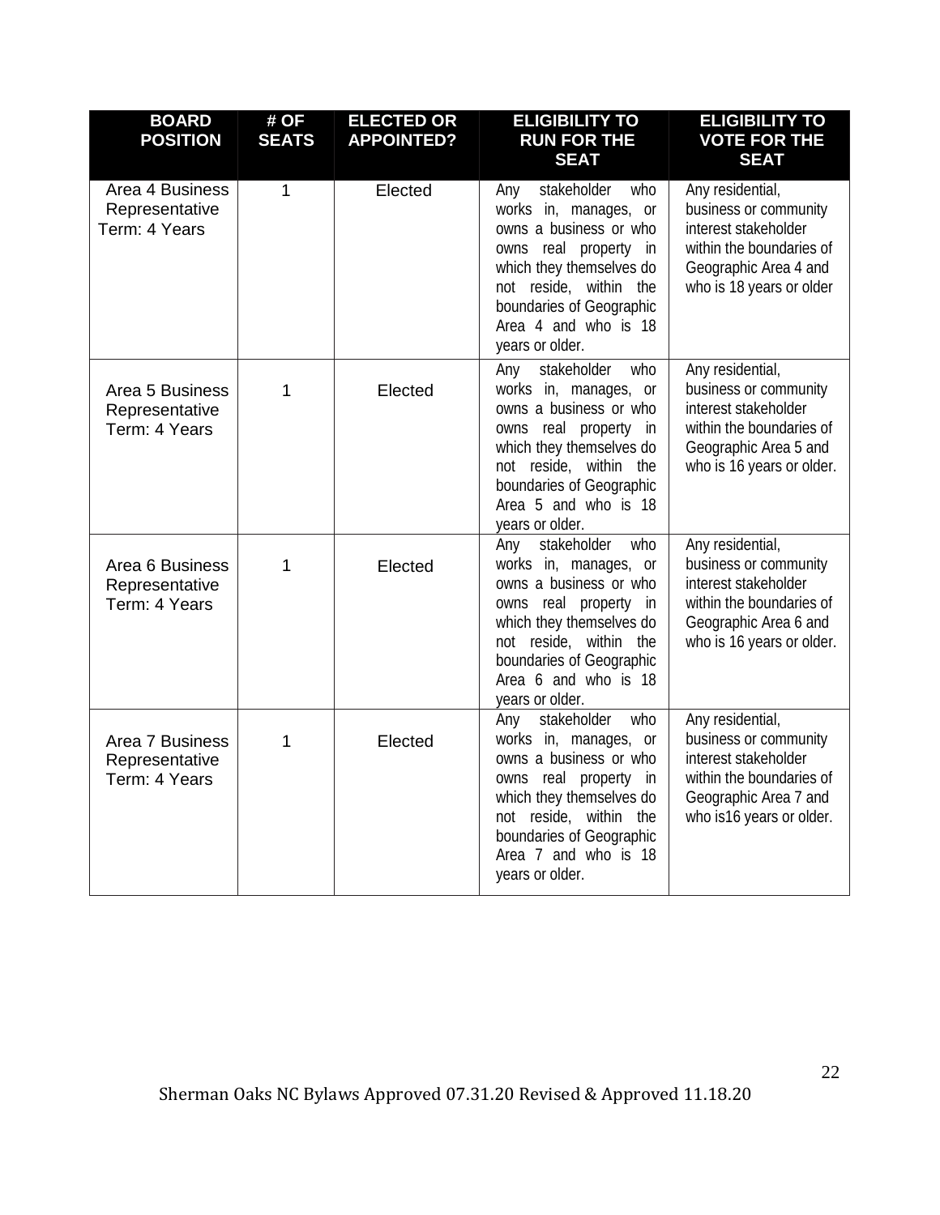| BOARD POSITION | # OF SEATS | ELECTED OR APPOINTED? | ELIGIBILITY TO RUN FOR THE SEAT | ELIGIBILITY TO VOTE FOR THE SEAT |
|---|---|---|---|---|
| Area 4 Business Representative Term: 4 Years | 1 | Elected | Any stakeholder who works in, manages, or owns a business or who owns real property in which they themselves do not reside, within the boundaries of Geographic Area 4 and who is 18 years or older. | Any residential, business or community interest stakeholder within the boundaries of Geographic Area 4 and who is 18 years or older |
| Area 5 Business Representative Term: 4 Years | 1 | Elected | Any stakeholder who works in, manages, or owns a business or who owns real property in which they themselves do not reside, within the boundaries of Geographic Area 5 and who is 18 years or older. | Any residential, business or community interest stakeholder within the boundaries of Geographic Area 5 and who is 16 years or older. |
| Area 6 Business Representative Term: 4 Years | 1 | Elected | Any stakeholder who works in, manages, or owns a business or who owns real property in which they themselves do not reside, within the boundaries of Geographic Area 6 and who is 18 years or older. | Any residential, business or community interest stakeholder within the boundaries of Geographic Area 6 and who is 16 years or older. |
| Area 7 Business Representative Term: 4 Years | 1 | Elected | Any stakeholder who works in, manages, or owns a business or who owns real property in which they themselves do not reside, within the boundaries of Geographic Area 7 and who is 18 years or older. | Any residential, business or community interest stakeholder within the boundaries of Geographic Area 7 and who is16 years or older. |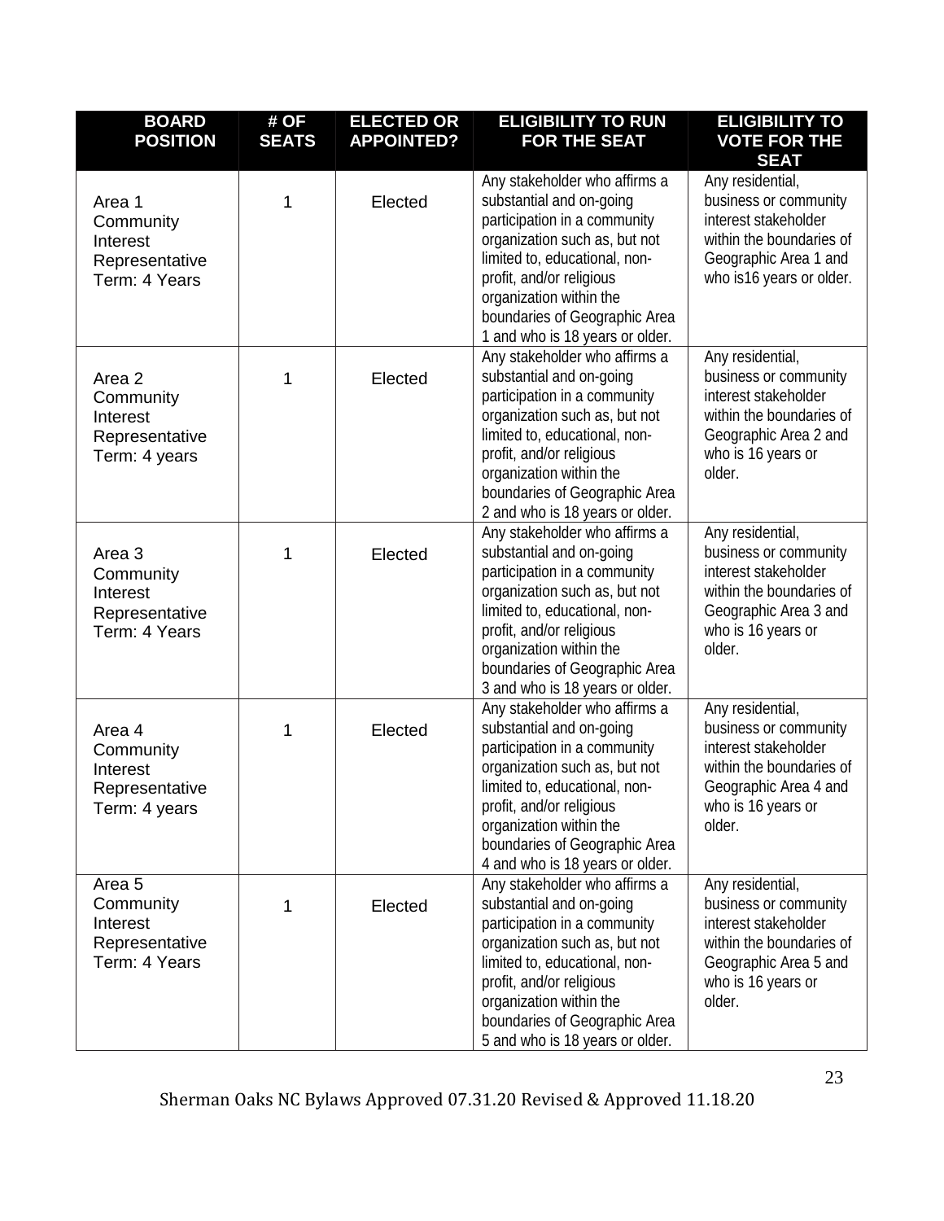| BOARD POSITION | # OF SEATS | ELECTED OR APPOINTED? | ELIGIBILITY TO RUN FOR THE SEAT | ELIGIBILITY TO VOTE FOR THE SEAT |
|---|---|---|---|---|
| Area 1 Community Interest Representative Term: 4 Years | 1 | Elected | Any stakeholder who affirms a substantial and on-going participation in a community organization such as, but not limited to, educational, non-profit, and/or religious organization within the boundaries of Geographic Area 1 and who is 18 years or older. | Any residential, business or community interest stakeholder within the boundaries of Geographic Area 1 and who is16 years or older. |
| Area 2 Community Interest Representative Term: 4 years | 1 | Elected | Any stakeholder who affirms a substantial and on-going participation in a community organization such as, but not limited to, educational, non-profit, and/or religious organization within the boundaries of Geographic Area 2 and who is 18 years or older. | Any residential, business or community interest stakeholder within the boundaries of Geographic Area 2 and who is 16 years or older. |
| Area 3 Community Interest Representative Term: 4 Years | 1 | Elected | Any stakeholder who affirms a substantial and on-going participation in a community organization such as, but not limited to, educational, non-profit, and/or religious organization within the boundaries of Geographic Area 3 and who is 18 years or older. | Any residential, business or community interest stakeholder within the boundaries of Geographic Area 3 and who is 16 years or older. |
| Area 4 Community Interest Representative Term: 4 years | 1 | Elected | Any stakeholder who affirms a substantial and on-going participation in a community organization such as, but not limited to, educational, non-profit, and/or religious organization within the boundaries of Geographic Area 4 and who is 18 years or older. | Any residential, business or community interest stakeholder within the boundaries of Geographic Area 4 and who is 16 years or older. |
| Area 5 Community Interest Representative Term: 4 Years | 1 | Elected | Any stakeholder who affirms a substantial and on-going participation in a community organization such as, but not limited to, educational, non-profit, and/or religious organization within the boundaries of Geographic Area 5 and who is 18 years or older. | Any residential, business or community interest stakeholder within the boundaries of Geographic Area 5 and who is 16 years or older. |

Sherman Oaks NC Bylaws Approved 07.31.20 Revised & Approved 11.18.20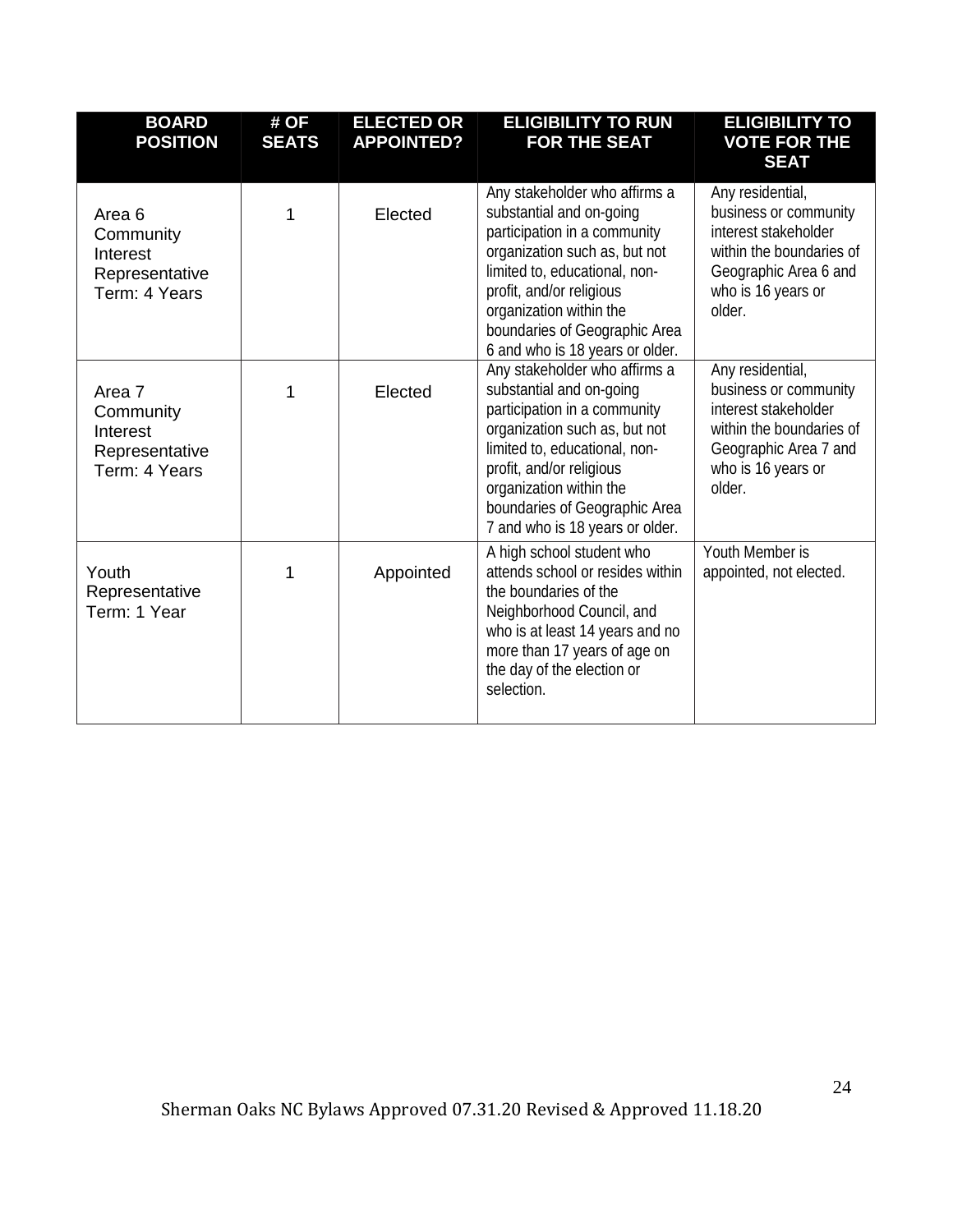| BOARD POSITION | # OF SEATS | ELECTED OR APPOINTED? | ELIGIBILITY TO RUN FOR THE SEAT | ELIGIBILITY TO VOTE FOR THE SEAT |
|---|---|---|---|---|
| Area 6 Community Interest Representative Term: 4 Years | 1 | Elected | Any stakeholder who affirms a substantial and on-going participation in a community organization such as, but not limited to, educational, non-profit, and/or religious organization within the boundaries of Geographic Area 6 and who is 18 years or older. | Any residential, business or community interest stakeholder within the boundaries of Geographic Area 6 and who is 16 years or older. |
| Area 7 Community Interest Representative Term: 4 Years | 1 | Elected | Any stakeholder who affirms a substantial and on-going participation in a community organization such as, but not limited to, educational, non-profit, and/or religious organization within the boundaries of Geographic Area 7 and who is 18 years or older. | Any residential, business or community interest stakeholder within the boundaries of Geographic Area 7 and who is 16 years or older. |
| Youth Representative Term: 1 Year | 1 | Appointed | A high school student who attends school or resides within the boundaries of the Neighborhood Council, and who is at least 14 years and no more than 17 years of age on the day of the election or selection. | Youth Member is appointed, not elected. |